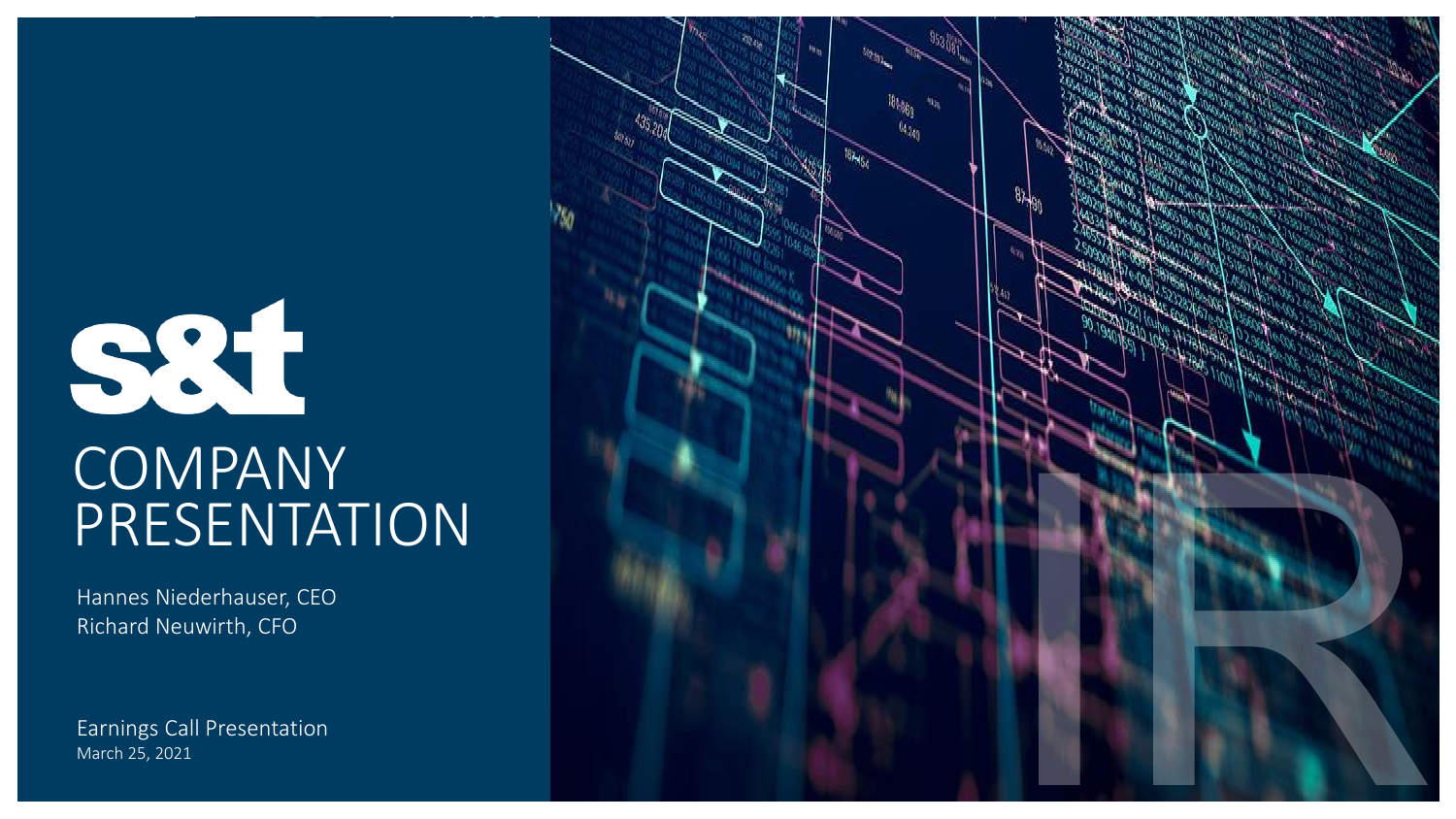s&t

# COMPANY PRESENTATION

Hannes Niederhauser, CEO
Richard Neuwirth, CFO

Earnings Call Presentation
March 25, 2021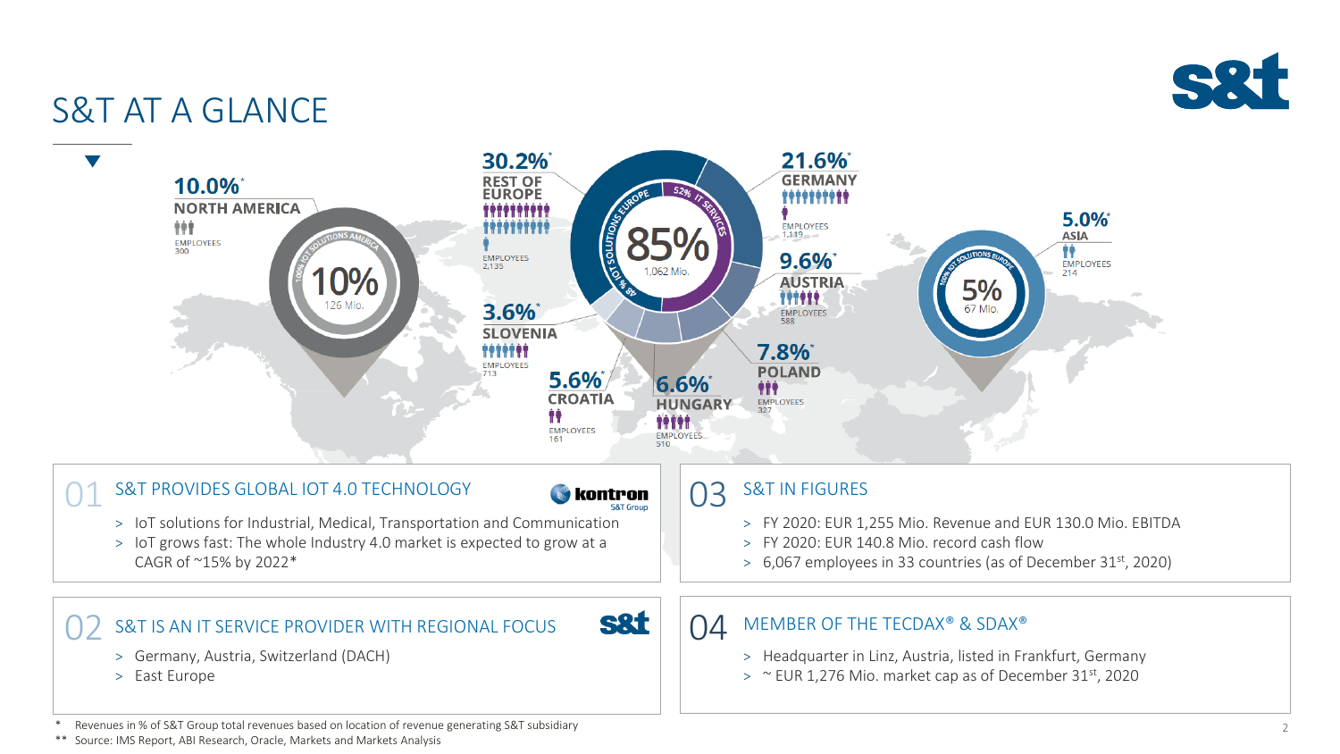# S&T AT A GLANCE

**10.0%*** NORTH AMERICA — EMPLOYEES 300

10% — 126 Mio. (100% IOT SOLUTIONS AMERICA)

**30.2%*** REST OF EUROPE — EMPLOYEES 2,135

85% — 1,062 Mio. (48 % IOT SOLUTIONS EUROPE, 52% IT SERVICES)

**21.6%*** GERMANY — EMPLOYEES 1,119

**9.6%*** AUSTRIA — EMPLOYEES 588

**7.8%*** POLAND — EMPLOYEES 327

**6.6%*** HUNGARY — EMPLOYEES 510

**5.6%*** CROATIA — EMPLOYEES 161

**3.6%*** SLOVENIA — EMPLOYEES 713

**5.0%*** ASIA — EMPLOYEES 214

5% — 67 Mio. (100% IOT SOLUTIONS EUROPE)

## 01 S&T PROVIDES GLOBAL IOT 4.0 TECHNOLOGY

kontron S&T Group

- IoT solutions for Industrial, Medical, Transportation and Communication
- IoT grows fast: The whole Industry 4.0 market is expected to grow at a CAGR of ~15% by 2022*

## 02 S&T IS AN IT SERVICE PROVIDER WITH REGIONAL FOCUS

- Germany, Austria, Switzerland (DACH)
- East Europe

## 03 S&T IN FIGURES

- FY 2020: EUR 1,255 Mio. Revenue and EUR 130.0 Mio. EBITDA
- FY 2020: EUR 140.8 Mio. record cash flow
- 6,067 employees in 33 countries (as of December 31st, 2020)

## 04 MEMBER OF THE TECDAX® & SDAX®

- Headquarter in Linz, Austria, listed in Frankfurt, Germany
- ~ EUR 1,276 Mio. market cap as of December 31st, 2020

\* Revenues in % of S&T Group total revenues based on location of revenue generating S&T subsidiary

\*\* Source: IMS Report, ABI Research, Oracle, Markets and Markets Analysis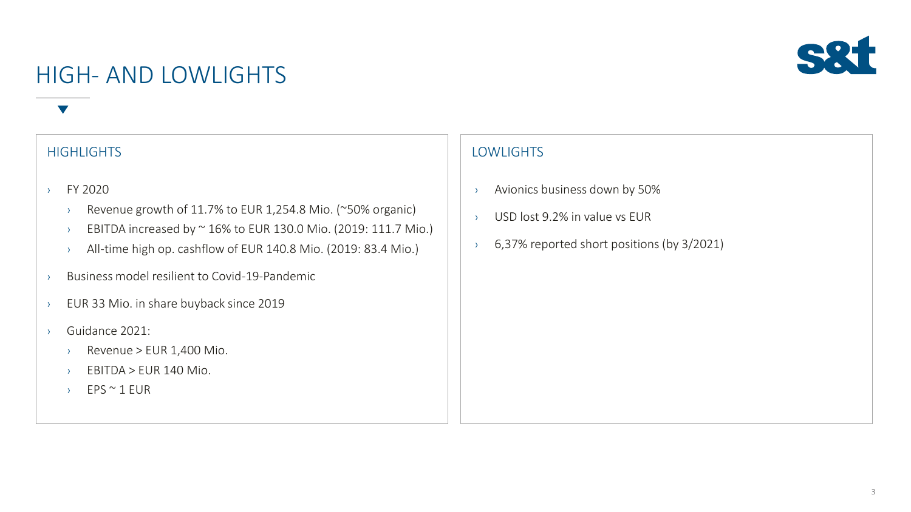# HIGH- AND LOWLIGHTS

## HIGHLIGHTS

- FY 2020
  - Revenue growth of 11.7% to EUR 1,254.8 Mio. (~50% organic)
  - EBITDA increased by ~ 16% to EUR 130.0 Mio. (2019: 111.7 Mio.)
  - All-time high op. cashflow of EUR 140.8 Mio. (2019: 83.4 Mio.)
- Business model resilient to Covid-19-Pandemic
- EUR 33 Mio. in share buyback since 2019
- Guidance 2021:
  - Revenue > EUR 1,400 Mio.
  - EBITDA > EUR 140 Mio.
  - EPS ~ 1 EUR

## LOWLIGHTS

- Avionics business down by 50%
- USD lost 9.2% in value vs EUR
- 6,37% reported short positions (by 3/2021)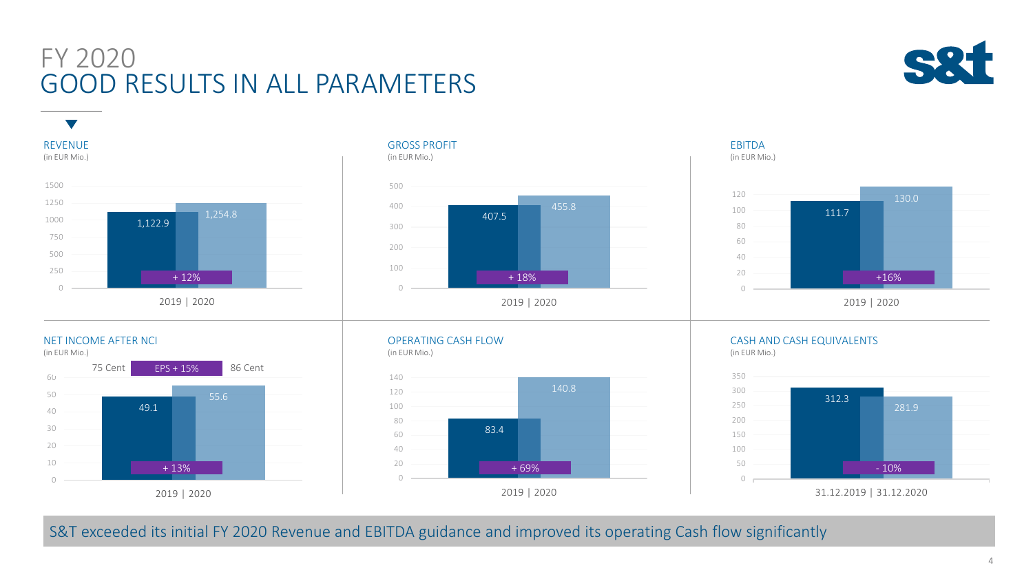# FY 2020
## GOOD RESULTS IN ALL PARAMETERS

### REVENUE
(in EUR Mio.)

| | 2019 | 2020 | Change |
|---|---|---|---|
| Revenue | 1,122.9 | 1,254.8 | + 12% |

### GROSS PROFIT
(in EUR Mio.)

| | 2019 | 2020 | Change |
|---|---|---|---|
| Gross Profit | 407.5 | 455.8 | + 18% |

### EBITDA
(in EUR Mio.)

| | 2019 | 2020 | Change |
|---|---|---|---|
| EBITDA | 111.7 | 130.0 | +16% |

### NET INCOME AFTER NCI
(in EUR Mio.)

| | 2019 | 2020 | Change |
|---|---|---|---|
| Net Income after NCI | 49.1 | 55.6 | + 13% |
| EPS | 75 Cent | 86 Cent | EPS + 15% |

### OPERATING CASH FLOW
(in EUR Mio.)

| | 2019 | 2020 | Change |
|---|---|---|---|
| Operating Cash Flow | 83.4 | 140.8 | + 69% |

### CASH AND CASH EQUIVALENTS
(in EUR Mio.)

| | 31.12.2019 | 31.12.2020 | Change |
|---|---|---|---|
| Cash and Cash Equivalents | 312.3 | 281.9 | - 10% |

S&T exceeded its initial FY 2020 Revenue and EBITDA guidance and improved its operating Cash flow significantly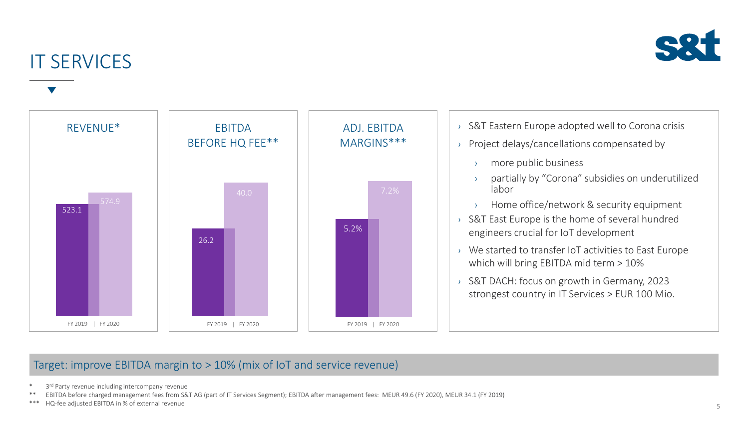# IT SERVICES

**REVENUE***

| | FY 2019 | FY 2020 |
|---|---|---|
| Revenue* | 523.1 | 574.9 |

**EBITDA BEFORE HQ FEE****

| | FY 2019 | FY 2020 |
|---|---|---|
| EBITDA before HQ fee** | 26.2 | 40.0 |

**ADJ. EBITDA MARGINS*****

| | FY 2019 | FY 2020 |
|---|---|---|
| Adj. EBITDA margins*** | 5.2% | 7.2% |

- S&T Eastern Europe adopted well to Corona crisis
- Project delays/cancellations compensated by
  - more public business
  - partially by "Corona" subsidies on underutilized labor
  - Home office/network & security equipment
- S&T East Europe is the home of several hundred engineers crucial for IoT development
- We started to transfer IoT activities to East Europe which will bring EBITDA mid term > 10%
- S&T DACH: focus on growth in Germany, 2023 strongest country in IT Services > EUR 100 Mio.

**Target: improve EBITDA margin to > 10% (mix of IoT and service revenue)**

\* 3rd Party revenue including intercompany revenue

** EBITDA before charged management fees from S&T AG (part of IT Services Segment); EBITDA after management fees: MEUR 49.6 (FY 2020), MEUR 34.1 (FY 2019)

*** HQ-fee adjusted EBITDA in % of external revenue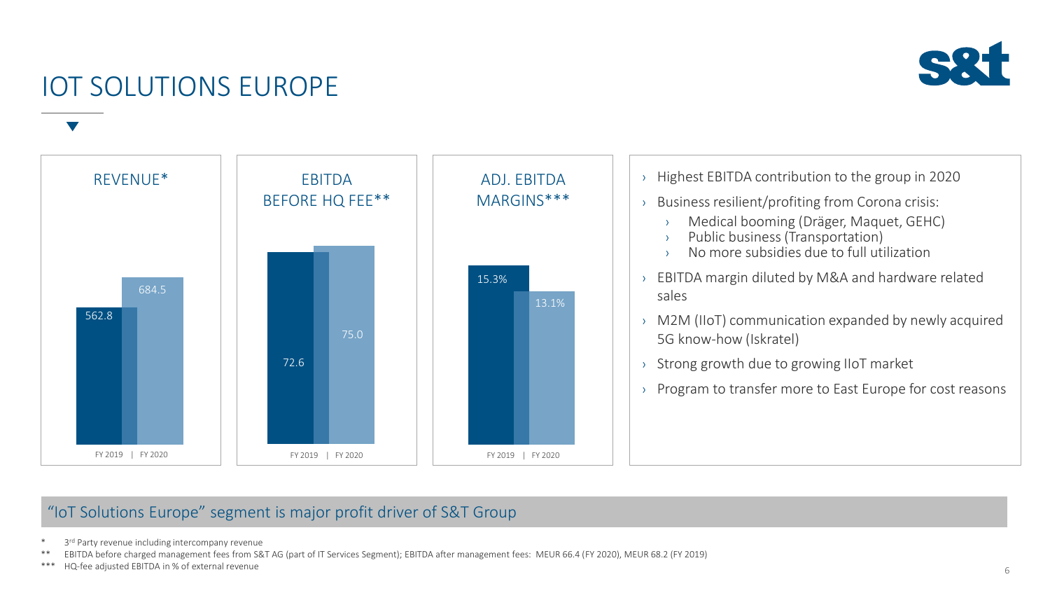# IOT SOLUTIONS EUROPE

| | FY 2019 | FY 2020 |
|---|---|---|
| REVENUE* | 562.8 | 684.5 |
| EBITDA BEFORE HQ FEE** | 72.6 | 75.0 |
| ADJ. EBITDA MARGINS*** | 15.3% | 13.1% |

- Highest EBITDA contribution to the group in 2020
- Business resilient/profiting from Corona crisis:
  - Medical booming (Dräger, Maquet, GEHC)
  - Public business (Transportation)
  - No more subsidies due to full utilization
- EBITDA margin diluted by M&A and hardware related sales
- M2M (IIoT) communication expanded by newly acquired 5G know-how (Iskratel)
- Strong growth due to growing IIoT market
- Program to transfer more to East Europe for cost reasons

"IoT Solutions Europe" segment is major profit driver of S&T Group

\* 3rd Party revenue including intercompany revenue

\** EBITDA before charged management fees from S&T AG (part of IT Services Segment); EBITDA after management fees: MEUR 66.4 (FY 2020), MEUR 68.2 (FY 2019)

\*** HQ-fee adjusted EBITDA in % of external revenue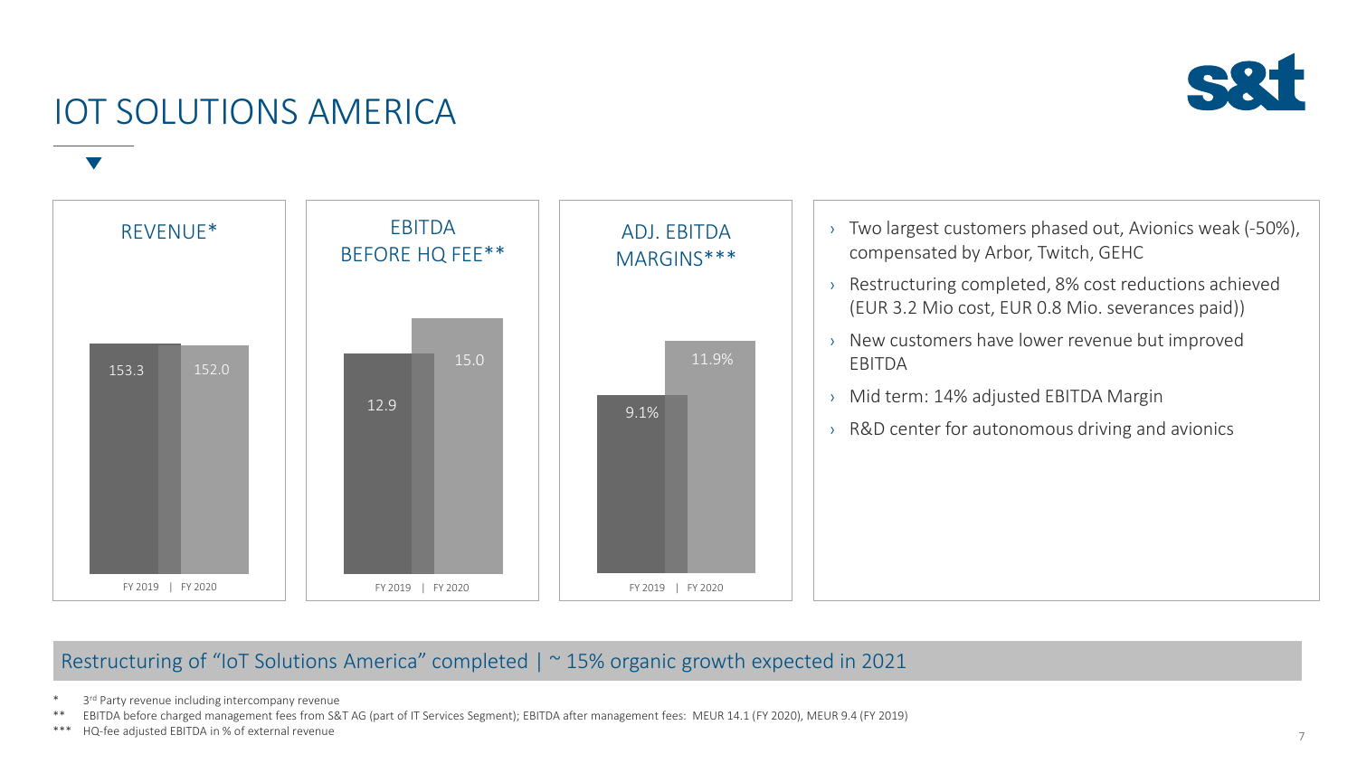# IOT SOLUTIONS AMERICA

| | FY 2019 | FY 2020 |
|---|---|---|
| REVENUE* | 153.3 | 152.0 |
| EBITDA BEFORE HQ FEE** | 12.9 | 15.0 |
| ADJ. EBITDA MARGINS*** | 9.1% | 11.9% |

- Two largest customers phased out, Avionics weak (-50%), compensated by Arbor, Twitch, GEHC
- Restructuring completed, 8% cost reductions achieved (EUR 3.2 Mio cost, EUR 0.8 Mio. severances paid))
- New customers have lower revenue but improved EBITDA
- Mid term: 14% adjusted EBITDA Margin
- R&D center for autonomous driving and avionics

Restructuring of "IoT Solutions America" completed | ~ 15% organic growth expected in 2021

\* 3rd Party revenue including intercompany revenue

\** EBITDA before charged management fees from S&T AG (part of IT Services Segment); EBITDA after management fees: MEUR 14.1 (FY 2020), MEUR 9.4 (FY 2019)

\*** HQ-fee adjusted EBITDA in % of external revenue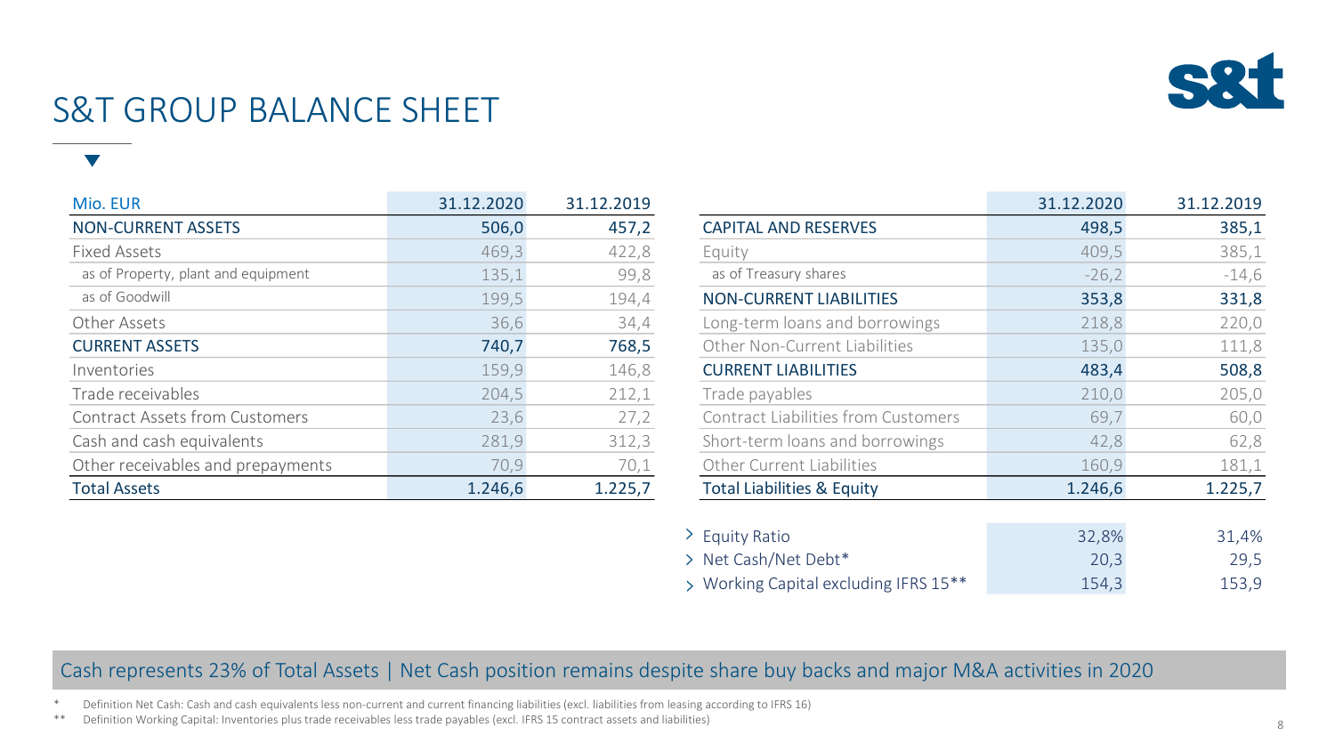# S&T GROUP BALANCE SHEET

| Mio. EUR | 31.12.2020 | 31.12.2019 |
|---|---|---|
| **NON-CURRENT ASSETS** | **506,0** | **457,2** |
| Fixed Assets | 469,3 | 422,8 |
| as of Property, plant and equipment | 135,1 | 99,8 |
| as of Goodwill | 199,5 | 194,4 |
| Other Assets | 36,6 | 34,4 |
| **CURRENT ASSETS** | **740,7** | **768,5** |
| Inventories | 159,9 | 146,8 |
| Trade receivables | 204,5 | 212,1 |
| Contract Assets from Customers | 23,6 | 27,2 |
| Cash and cash equivalents | 281,9 | 312,3 |
| Other receivables and prepayments | 70,9 | 70,1 |
| **Total Assets** | **1.246,6** | **1.225,7** |

| | 31.12.2020 | 31.12.2019 |
|---|---|---|
| **CAPITAL AND RESERVES** | **498,5** | **385,1** |
| Equity | 409,5 | 385,1 |
| as of Treasury shares | -26,2 | -14,6 |
| **NON-CURRENT LIABILITIES** | **353,8** | **331,8** |
| Long-term loans and borrowings | 218,8 | 220,0 |
| Other Non-Current Liabilities | 135,0 | 111,8 |
| **CURRENT LIABILITIES** | **483,4** | **508,8** |
| Trade payables | 210,0 | 205,0 |
| Contract Liabilities from Customers | 69,7 | 60,0 |
| Short-term loans and borrowings | 42,8 | 62,8 |
| Other Current Liabilities | 160,9 | 181,1 |
| **Total Liabilities & Equity** | **1.246,6** | **1.225,7** |

| | 31.12.2020 | 31.12.2019 |
|---|---|---|
| > Equity Ratio | 32,8% | 31,4% |
| > Net Cash/Net Debt* | 20,3 | 29,5 |
| > Working Capital excluding IFRS 15** | 154,3 | 153,9 |

Cash represents 23% of Total Assets | Net Cash position remains despite share buy backs and major M&A activities in 2020

\* Definition Net Cash: Cash and cash equivalents less non-current and current financing liabilities (excl. liabilities from leasing according to IFRS 16)

\*\* Definition Working Capital: Inventories plus trade receivables less trade payables (excl. IFRS 15 contract assets and liabilities)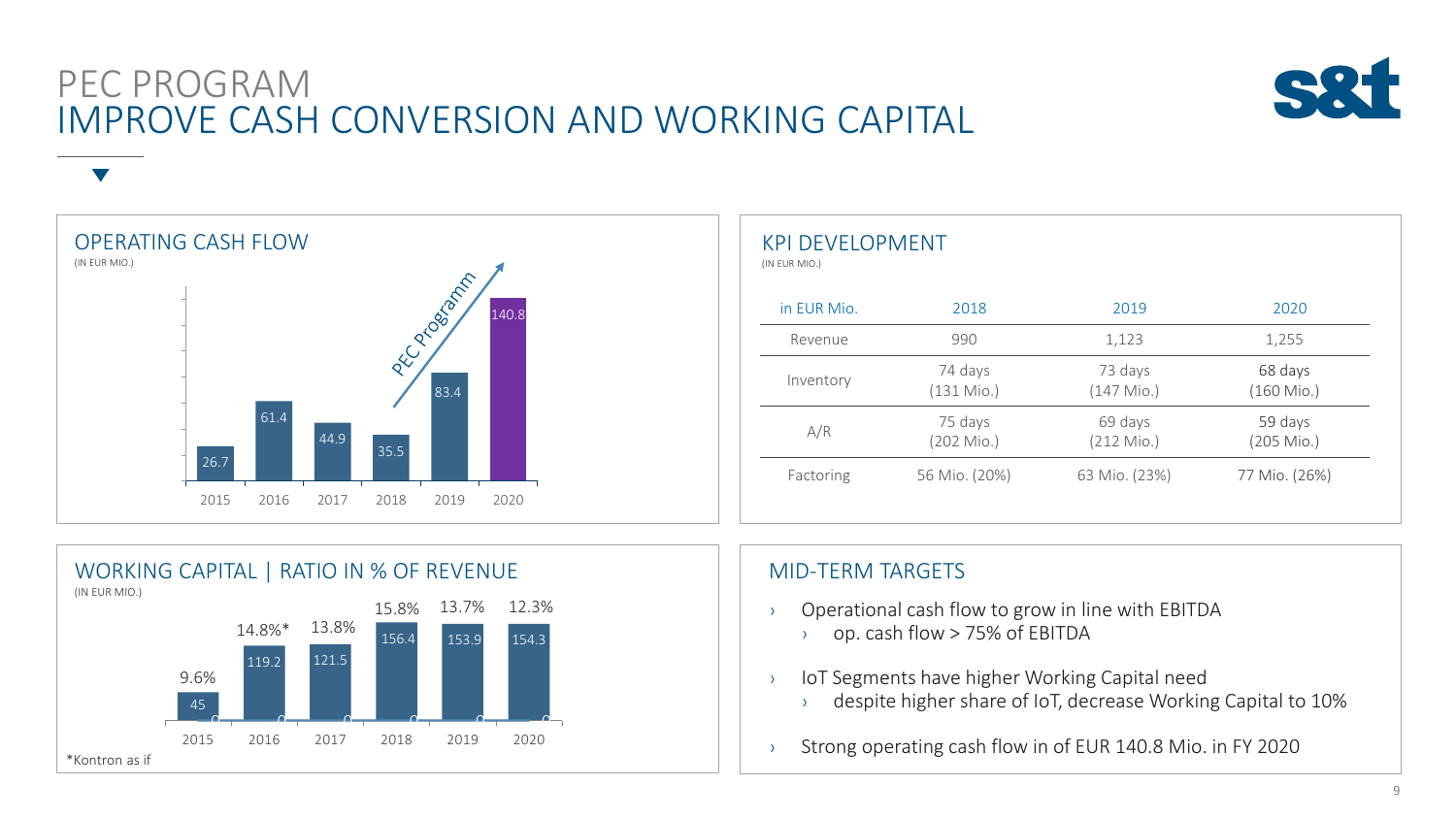# PEC PROGRAM
# IMPROVE CASH CONVERSION AND WORKING CAPITAL

## OPERATING CASH FLOW
(IN EUR MIO.)

| 2015 | 2016 | 2017 | 2018 | 2019 | 2020 |
|---|---|---|---|---|---|
| 26.7 | 61.4 | 44.9 | 35.5 | 83.4 | 140.8 |

PEC Programm

## KPI DEVELOPMENT
(IN EUR MIO.)

| in EUR Mio. | 2018 | 2019 | 2020 |
|---|---|---|---|
| Revenue | 990 | 1,123 | 1,255 |
| Inventory | 74 days (131 Mio.) | 73 days (147 Mio.) | 68 days (160 Mio.) |
| A/R | 75 days (202 Mio.) | 69 days (212 Mio.) | 59 days (205 Mio.) |
| Factoring | 56 Mio. (20%) | 63 Mio. (23%) | 77 Mio. (26%) |

## WORKING CAPITAL | RATIO IN % OF REVENUE
(IN EUR MIO.)

| | 2015 | 2016 | 2017 | 2018 | 2019 | 2020 |
|---|---|---|---|---|---|---|
| Working Capital | 45 | 119.2 | 121.5 | 156.4 | 153.9 | 154.3 |
| Ratio in % of revenue | 9.6% | 14.8%* | 13.8% | 15.8% | 13.7% | 12.3% |

*Kontron as if

## MID-TERM TARGETS

- Operational cash flow to grow in line with EBITDA
  - op. cash flow > 75% of EBITDA
- IoT Segments have higher Working Capital need
  - despite higher share of IoT, decrease Working Capital to 10%
- Strong operating cash flow in of EUR 140.8 Mio. in FY 2020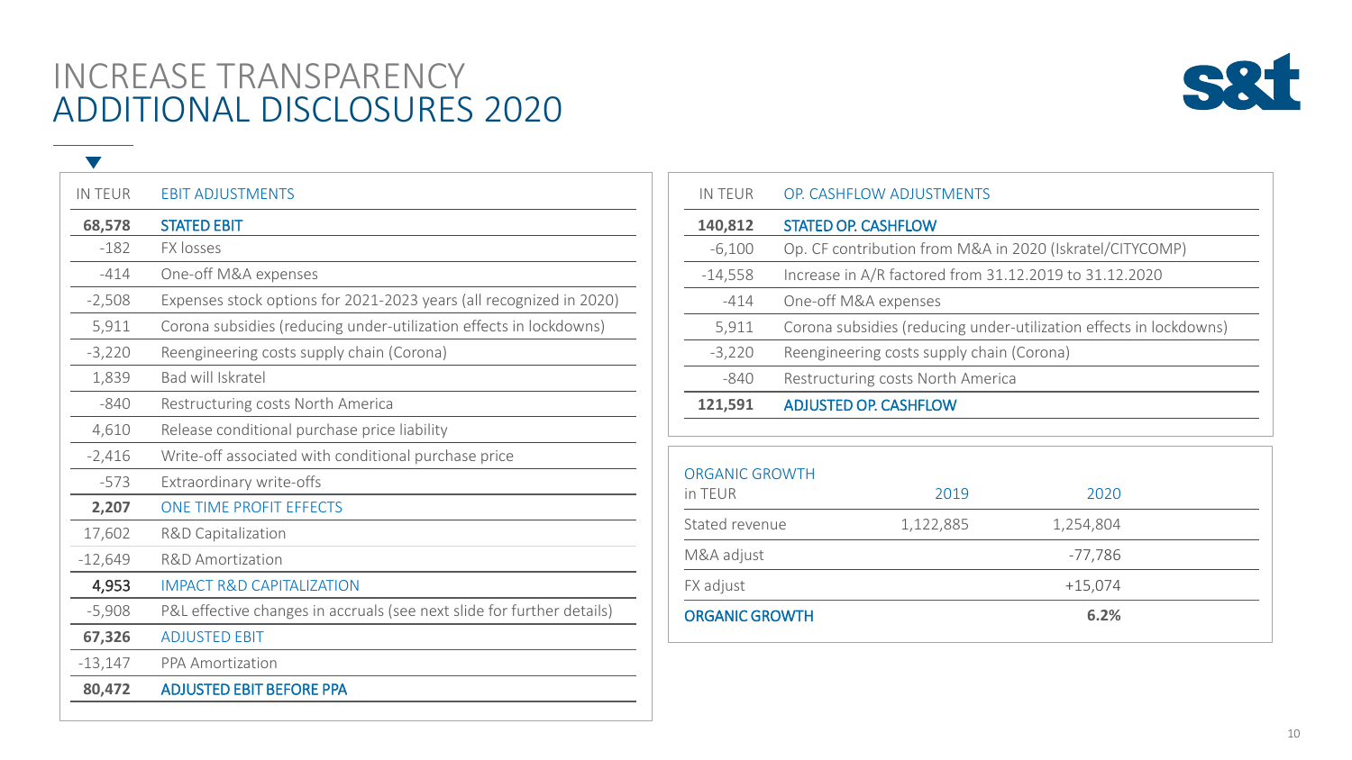# INCREASE TRANSPARENCY
# ADDITIONAL DISCLOSURES 2020

| IN TEUR | EBIT ADJUSTMENTS |
|---|---|
| **68,578** | **STATED EBIT** |
| -182 | FX losses |
| -414 | One-off M&A expenses |
| -2,508 | Expenses stock options for 2021-2023 years (all recognized in 2020) |
| 5,911 | Corona subsidies (reducing under-utilization effects in lockdowns) |
| -3,220 | Reengineering costs supply chain (Corona) |
| 1,839 | Bad will Iskratel |
| -840 | Restructuring costs North America |
| 4,610 | Release conditional purchase price liability |
| -2,416 | Write-off associated with conditional purchase price |
| -573 | Extraordinary write-offs |
| **2,207** | ONE TIME PROFIT EFFECTS |
| 17,602 | R&D Capitalization |
| -12,649 | R&D Amortization |
| **4,953** | IMPACT R&D CAPITALIZATION |
| -5,908 | P&L effective changes in accruals (see next slide for further details) |
| **67,326** | ADJUSTED EBIT |
| -13,147 | PPA Amortization |
| **80,472** | **ADJUSTED EBIT BEFORE PPA** |

| IN TEUR | OP. CASHFLOW ADJUSTMENTS |
|---|---|
| **140,812** | **STATED OP. CASHFLOW** |
| -6,100 | Op. CF contribution from M&A in 2020 (Iskratel/CITYCOMP) |
| -14,558 | Increase in A/R factored from 31.12.2019 to 31.12.2020 |
| -414 | One-off M&A expenses |
| 5,911 | Corona subsidies (reducing under-utilization effects in lockdowns) |
| -3,220 | Reengineering costs supply chain (Corona) |
| -840 | Restructuring costs North America |
| **121,591** | **ADJUSTED OP. CASHFLOW** |

| ORGANIC GROWTH in TEUR | 2019 | 2020 |
|---|---|---|
| Stated revenue | 1,122,885 | 1,254,804 |
| M&A adjust | | -77,786 |
| FX adjust | | +15,074 |
| **ORGANIC GROWTH** | | **6.2%** |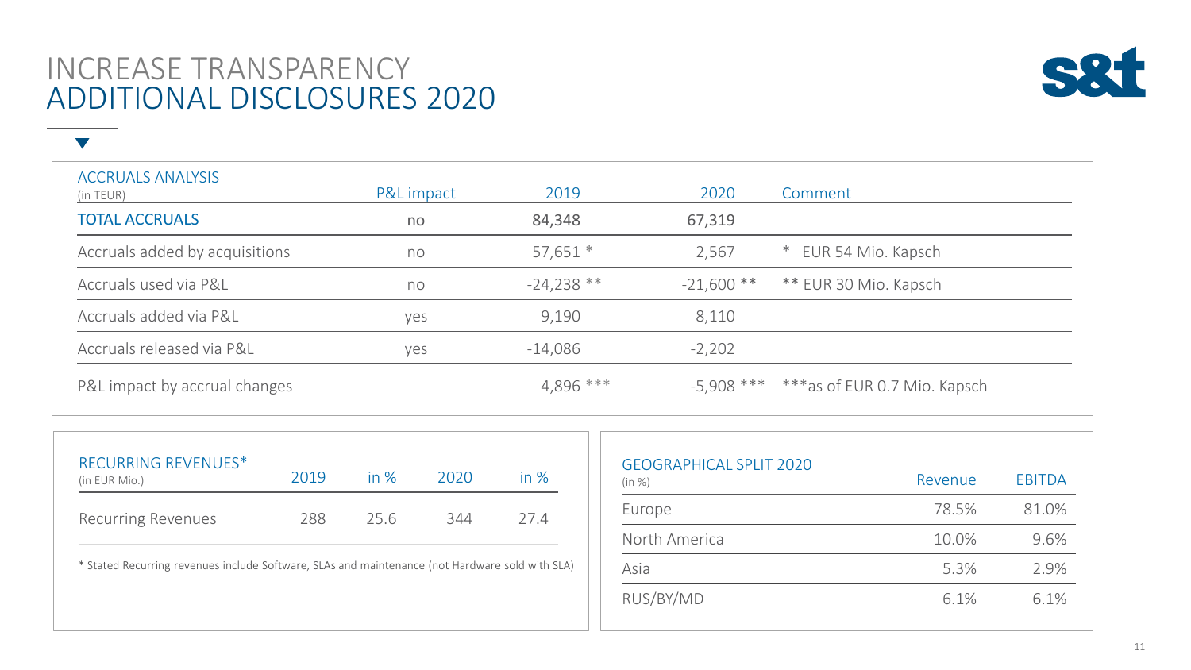# INCREASE TRANSPARENCY
## ADDITIONAL DISCLOSURES 2020

| ACCRUALS ANALYSIS (in TEUR) | P&L impact | 2019 | 2020 | Comment |
|---|---|---|---|---|
| **TOTAL ACCRUALS** | no | 84,348 | 67,319 | |
| Accruals added by acquisitions | no | 57,651 * | 2,567 | * EUR 54 Mio. Kapsch |
| Accruals used via P&L | no | -24,238 ** | -21,600 ** | ** EUR 30 Mio. Kapsch |
| Accruals added via P&L | yes | 9,190 | 8,110 | |
| Accruals released via P&L | yes | -14,086 | -2,202 | |
| P&L impact by accrual changes | | 4,896 *** | -5,908 *** | ***as of EUR 0.7 Mio. Kapsch |

| RECURRING REVENUES* (in EUR Mio.) | 2019 | in % | 2020 | in % |
|---|---|---|---|---|
| Recurring Revenues | 288 | 25.6 | 344 | 27.4 |

* Stated Recurring revenues include Software, SLAs and maintenance (not Hardware sold with SLA)

| GEOGRAPHICAL SPLIT 2020 (in %) | Revenue | EBITDA |
|---|---|---|
| Europe | 78.5% | 81.0% |
| North America | 10.0% | 9.6% |
| Asia | 5.3% | 2.9% |
| RUS/BY/MD | 6.1% | 6.1% |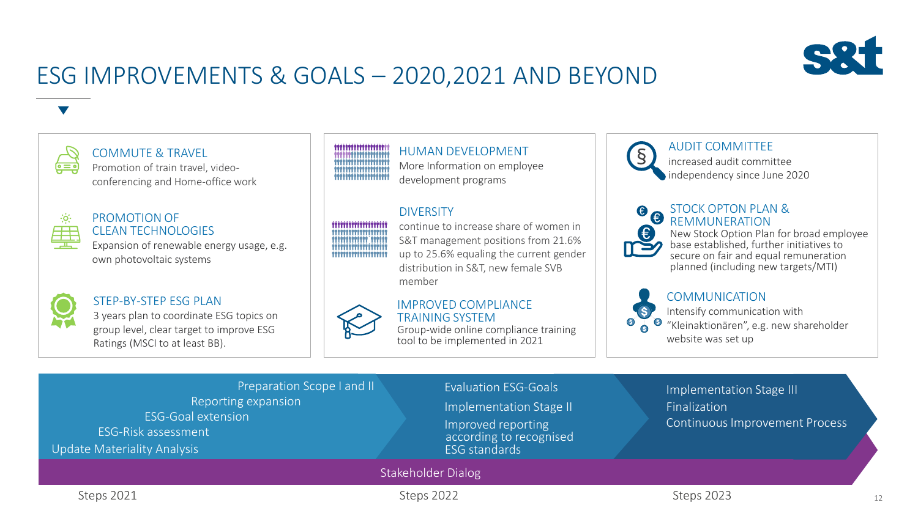# ESG IMPROVEMENTS & GOALS – 2020,2021 AND BEYOND

### COMMUTE & TRAVEL
Promotion of train travel, video-conferencing and Home-office work

### PROMOTION OF CLEAN TECHNOLOGIES
Expansion of renewable energy usage, e.g. own photovoltaic systems

### STEP-BY-STEP ESG PLAN
3 years plan to coordinate ESG topics on group level, clear target to improve ESG Ratings (MSCI to at least BB).

### HUMAN DEVELOPMENT
More Information on employee development programs

### DIVERSITY
continue to increase share of women in S&T management positions from 21.6% up to 25.6% equaling the current gender distribution in S&T, new female SVB member

### IMPROVED COMPLIANCE TRAINING SYSTEM
Group-wide online compliance training tool to be implemented in 2021

### AUDIT COMMITTEE
increased audit committee independency since June 2020

### STOCK OPTON PLAN & REMMUNERATION
New Stock Option Plan for broad employee base established, further initiatives to secure on fair and equal remuneration planned (including new targets/MTI)

### COMMUNICATION
Intensify communication with "Kleinaktionären", e.g. new shareholder website was set up

---

**Steps 2021**
- Preparation Scope I and II
- Reporting expansion
- ESG-Goal extension
- ESG-Risk assessment
- Update Materiality Analysis

**Steps 2022**
- Evaluation ESG-Goals
- Implementation Stage II
- Improved reporting according to recognised ESG standards

**Steps 2023**
- Implementation Stage III
- Finalization
- Continuous Improvement Process

Stakeholder Dialog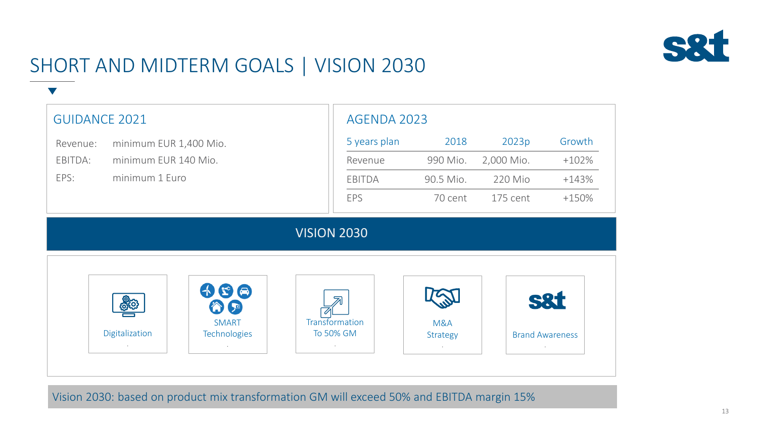# SHORT AND MIDTERM GOALS | VISION 2030

## GUIDANCE 2021

Revenue: minimum EUR 1,400 Mio.

EBITDA: minimum EUR 140 Mio.

EPS: minimum 1 Euro

## AGENDA 2023

| 5 years plan | 2018 | 2023p | Growth |
|---|---|---|---|
| Revenue | 990 Mio. | 2,000 Mio. | +102% |
| EBITDA | 90.5 Mio. | 220 Mio | +143% |
| EPS | 70 cent | 175 cent | +150% |

## VISION 2030

- Digitalization
- SMART Technologies
- Transformation To 50% GM
- M&A Strategy
- Brand Awareness

Vision 2030: based on product mix transformation GM will exceed 50% and EBITDA margin 15%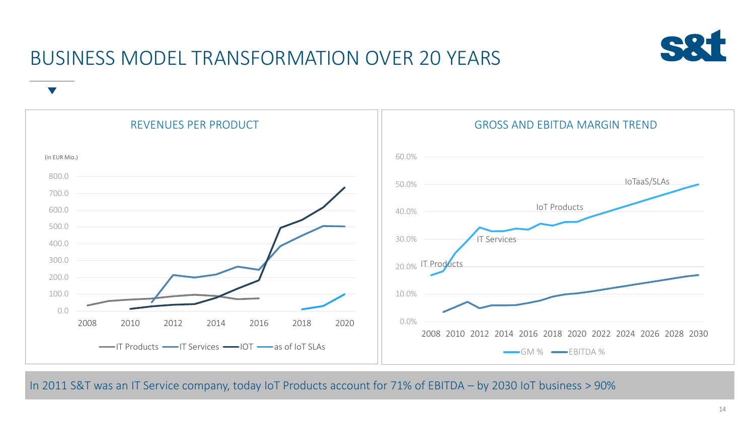# BUSINESS MODEL TRANSFORMATION OVER 20 YEARS

## REVENUES PER PRODUCT

(in EUR Mio.)

800.0
700.0
600.0
500.0
400.0
300.0
200.0
100.0
0.0

2008 2010 2012 2014 2016 2018 2020

IT Products — IT Services — IOT — as of IoT SLAs

## GROSS AND EBITDA MARGIN TREND

60.0%
50.0%
40.0%
30.0%
20.0%
10.0%
0.0%

IoTaaS/SLAs

IoT Products

IT Services

IT Products

2008 2010 2012 2014 2016 2018 2020 2022 2024 2026 2028 2030

GM % — EBITDA %

In 2011 S&T was an IT Service company, today IoT Products account for 71% of EBITDA – by 2030 IoT business > 90%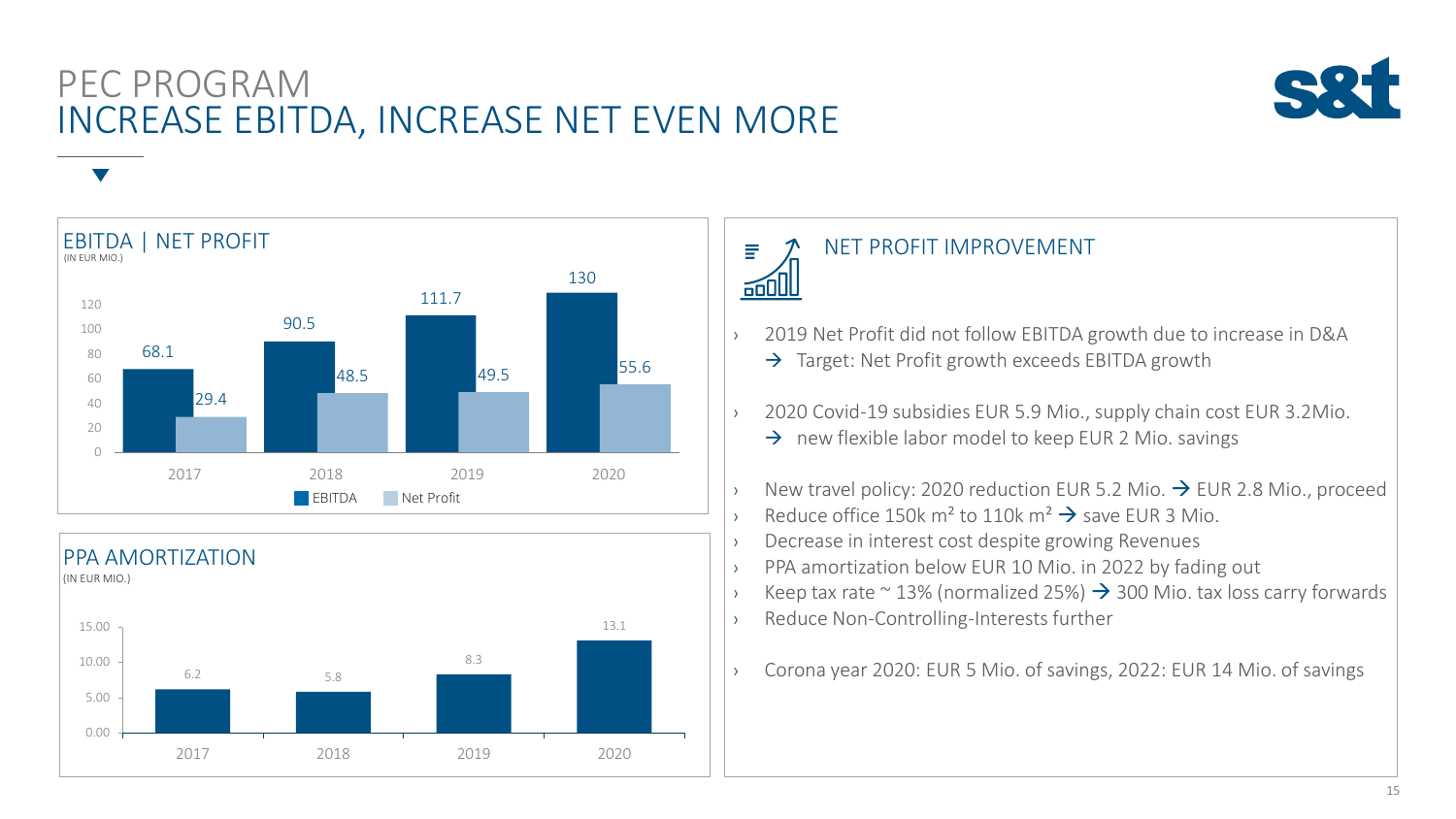# PEC PROGRAM
## INCREASE EBITDA, INCREASE NET EVEN MORE

### EBITDA | NET PROFIT
(IN EUR MIO.)

| | 2017 | 2018 | 2019 | 2020 |
|---|---|---|---|---|
| EBITDA | 68.1 | 90.5 | 111.7 | 130 |
| Net Profit | 29.4 | 48.5 | 49.5 | 55.6 |

### PPA AMORTIZATION
(IN EUR MIO.)

| | 2017 | 2018 | 2019 | 2020 |
|---|---|---|---|---|
| PPA Amortization | 6.2 | 5.8 | 8.3 | 13.1 |

### NET PROFIT IMPROVEMENT

- 2019 Net Profit did not follow EBITDA growth due to increase in D&A
  → Target: Net Profit growth exceeds EBITDA growth
- 2020 Covid-19 subsidies EUR 5.9 Mio., supply chain cost EUR 3.2Mio.
  → new flexible labor model to keep EUR 2 Mio. savings
- New travel policy: 2020 reduction EUR 5.2 Mio. → EUR 2.8 Mio., proceed
- Reduce office 150k $m^2$ to 110k $m^2$ → save EUR 3 Mio.
- Decrease in interest cost despite growing Revenues
- PPA amortization below EUR 10 Mio. in 2022 by fading out
- Keep tax rate ~ 13% (normalized 25%) → 300 Mio. tax loss carry forwards
- Reduce Non-Controlling-Interests further
- Corona year 2020: EUR 5 Mio. of savings, 2022: EUR 14 Mio. of savings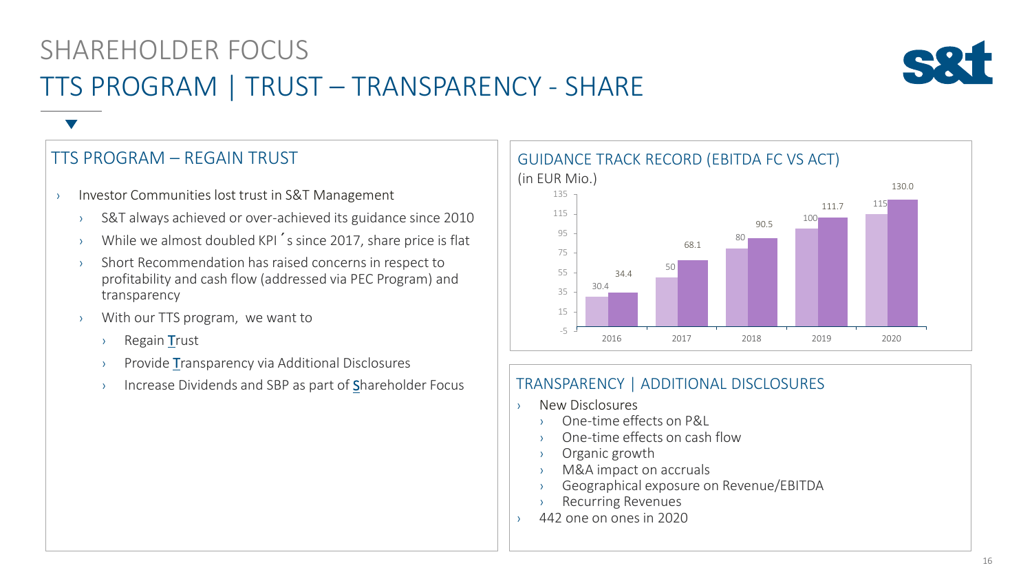# SHAREHOLDER FOCUS

## TTS PROGRAM | TRUST – TRANSPARENCY - SHARE

### TTS PROGRAM – REGAIN TRUST

- Investor Communities lost trust in S&T Management
  - S&T always achieved or over-achieved its guidance since 2010
  - While we almost doubled KPI´s since 2017, share price is flat
  - Short Recommendation has raised concerns in respect to profitability and cash flow (addressed via PEC Program) and transparency
  - With our TTS program, we want to
    - Regain **T**rust
    - Provide **T**ransparency via Additional Disclosures
    - Increase Dividends and SBP as part of **S**hareholder Focus

### GUIDANCE TRACK RECORD (EBITDA FC VS ACT)

(in EUR Mio.)

| Year | FC | ACT |
| --- | --- | --- |
| 2016 | 30.4 | 34.4 |
| 2017 | 50 | 68.1 |
| 2018 | 80 | 90.5 |
| 2019 | 100 | 111.7 |
| 2020 | 115 | 130.0 |

### TRANSPARENCY | ADDITIONAL DISCLOSURES

- New Disclosures
  - One-time effects on P&L
  - One-time effects on cash flow
  - Organic growth
  - M&A impact on accruals
  - Geographical exposure on Revenue/EBITDA
  - Recurring Revenues
- 442 one on ones in 2020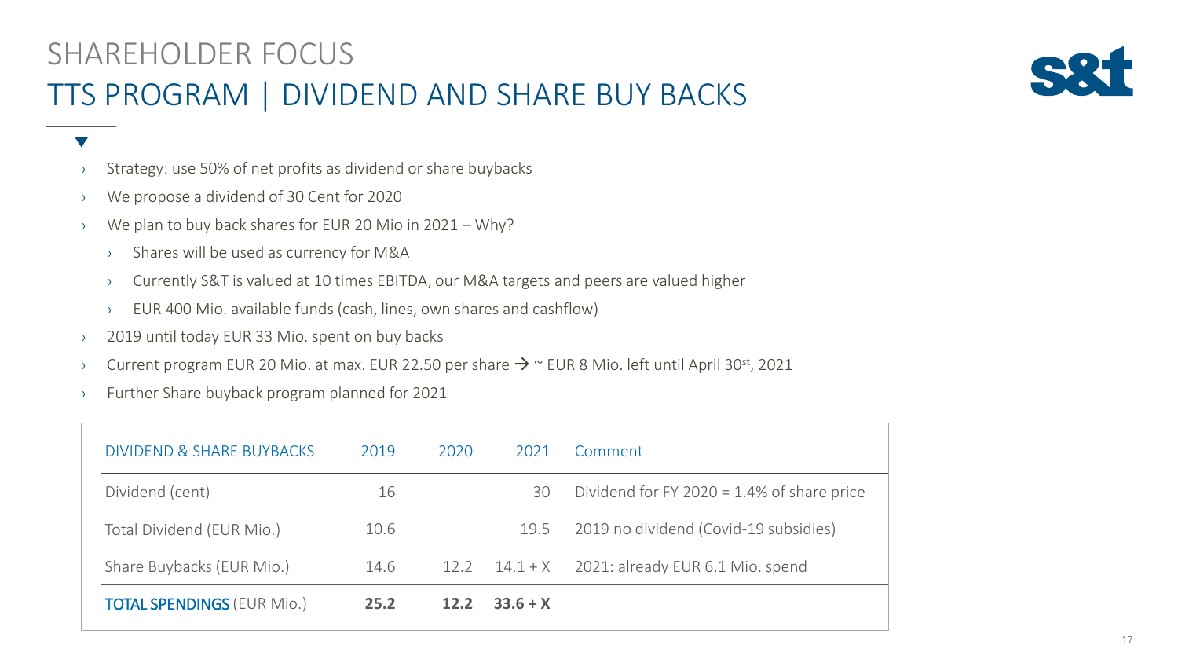# SHAREHOLDER FOCUS

## TTS PROGRAM | DIVIDEND AND SHARE BUY BACKS

- Strategy: use 50% of net profits as dividend or share buybacks
- We propose a dividend of 30 Cent for 2020
- We plan to buy back shares for EUR 20 Mio in 2021 – Why?
  - Shares will be used as currency for M&A
  - Currently S&T is valued at 10 times EBITDA, our M&A targets and peers are valued higher
  - EUR 400 Mio. available funds (cash, lines, own shares and cashflow)
- 2019 until today EUR 33 Mio. spent on buy backs
- Current program EUR 20 Mio. at max. EUR 22.50 per share → ~ EUR 8 Mio. left until April 30st, 2021
- Further Share buyback program planned for 2021

| DIVIDEND & SHARE BUYBACKS | 2019 | 2020 | 2021 | Comment |
|---|---|---|---|---|
| Dividend (cent) | 16 | | 30 | Dividend for FY 2020 = 1.4% of share price |
| Total Dividend (EUR Mio.) | 10.6 | | 19.5 | 2019 no dividend (Covid-19 subsidies) |
| Share Buybacks (EUR Mio.) | 14.6 | 12.2 | 14.1 + X | 2021: already EUR 6.1 Mio. spend |
| **TOTAL SPENDINGS** (EUR Mio.) | **25.2** | **12.2** | **33.6 + X** | |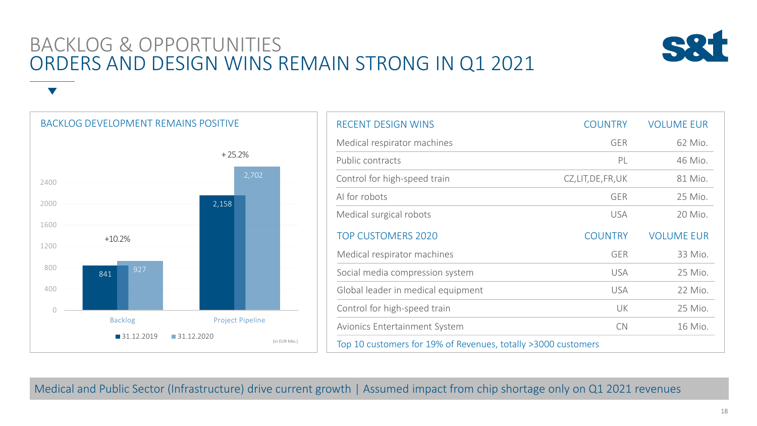# BACKLOG & OPPORTUNITIES
## ORDERS AND DESIGN WINS REMAIN STRONG IN Q1 2021

### BACKLOG DEVELOPMENT REMAINS POSITIVE

| | 31.12.2019 | 31.12.2020 | Change |
|---|---|---|---|
| Backlog | 841 | 927 | +10.2% |
| Project Pipeline | 2,158 | 2,702 | + 25.2% |

(in EUR Mio.)

| RECENT DESIGN WINS | COUNTRY | VOLUME EUR |
|---|---|---|
| Medical respirator machines | GER | 62 Mio. |
| Public contracts | PL | 46 Mio. |
| Control for high-speed train | CZ,LIT,DE,FR,UK | 81 Mio. |
| AI for robots | GER | 25 Mio. |
| Medical surgical robots | USA | 20 Mio. |

| TOP CUSTOMERS 2020 | COUNTRY | VOLUME EUR |
|---|---|---|
| Medical respirator machines | GER | 33 Mio. |
| Social media compression system | USA | 25 Mio. |
| Global leader in medical equipment | USA | 22 Mio. |
| Control for high-speed train | UK | 25 Mio. |
| Avionics Entertainment System | CN | 16 Mio. |

Top 10 customers for 19% of Revenues, totally >3000 customers

Medical and Public Sector (Infrastructure) drive current growth | Assumed impact from chip shortage only on Q1 2021 revenues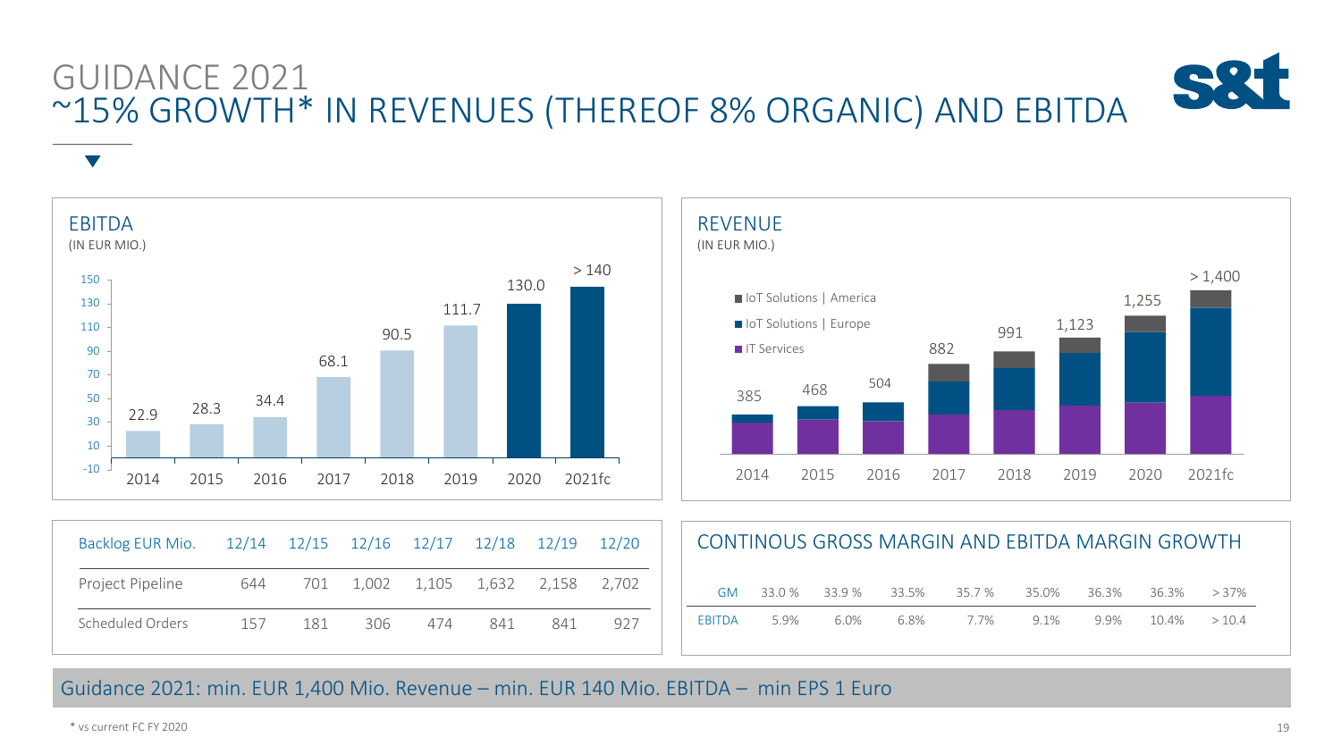# GUIDANCE 2021
## ~15% GROWTH* IN REVENUES (THEREOF 8% ORGANIC) AND EBITDA

### EBITDA
(IN EUR MIO.)

| 2014 | 2015 | 2016 | 2017 | 2018 | 2019 | 2020 | 2021fc |
|---|---|---|---|---|---|---|---|
| 22.9 | 28.3 | 34.4 | 68.1 | 90.5 | 111.7 | 130.0 | > 140 |

### REVENUE
(IN EUR MIO.)

- IoT Solutions | America
- IoT Solutions | Europe
- IT Services

| 2014 | 2015 | 2016 | 2017 | 2018 | 2019 | 2020 | 2021fc |
|---|---|---|---|---|---|---|---|
| 385 | 468 | 504 | 882 | 991 | 1,123 | 1,255 | > 1,400 |

| Backlog EUR Mio. | 12/14 | 12/15 | 12/16 | 12/17 | 12/18 | 12/19 | 12/20 |
|---|---|---|---|---|---|---|---|
| Project Pipeline | 644 | 701 | 1,002 | 1,105 | 1,632 | 2,158 | 2,702 |
| Scheduled Orders | 157 | 181 | 306 | 474 | 841 | 841 | 927 |

### CONTINOUS GROSS MARGIN AND EBITDA MARGIN GROWTH

| | | | | | | | | |
|---|---|---|---|---|---|---|---|---|
| GM | 33.0 % | 33.9 % | 33.5% | 35.7 % | 35.0% | 36.3% | 36.3% | > 37% |
| EBITDA | 5.9% | 6.0% | 6.8% | 7.7% | 9.1% | 9.9% | 10.4% | > 10.4 |

Guidance 2021: min. EUR 1,400 Mio. Revenue – min. EUR 140 Mio. EBITDA – min EPS 1 Euro

* vs current FC FY 2020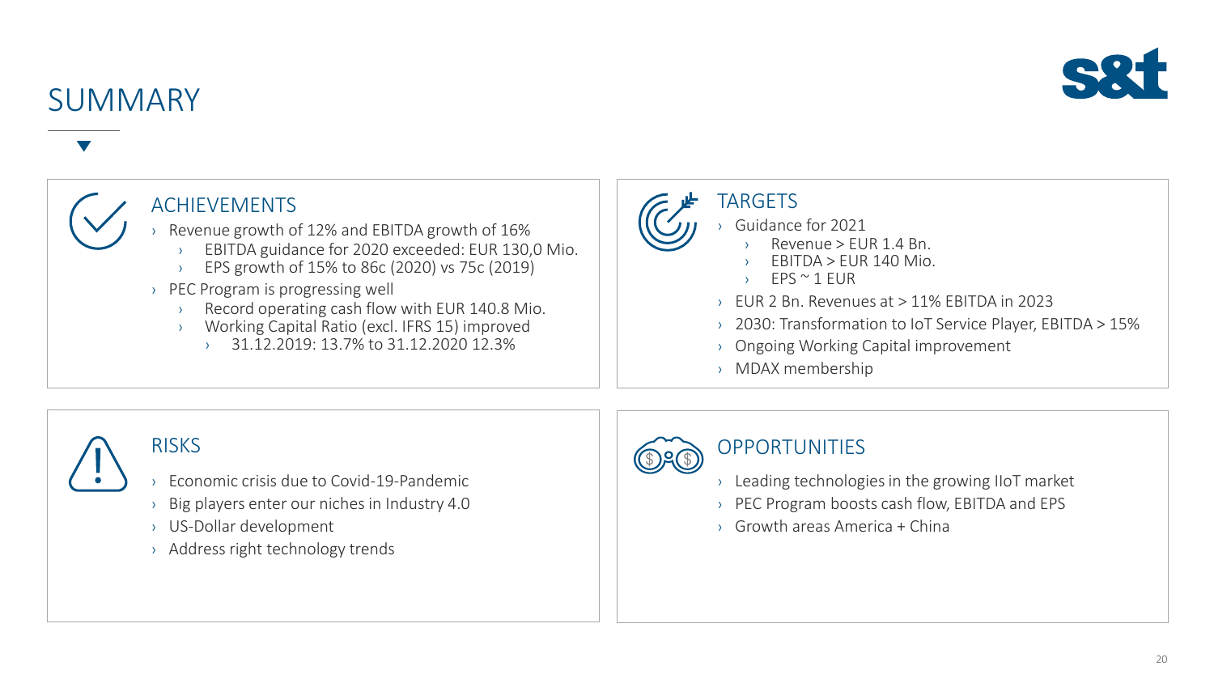# SUMMARY

## ACHIEVEMENTS

- Revenue growth of 12% and EBITDA growth of 16%
  - EBITDA guidance for 2020 exceeded: EUR 130,0 Mio.
  - EPS growth of 15% to 86c (2020) vs 75c (2019)
- PEC Program is progressing well
  - Record operating cash flow with EUR 140.8 Mio.
  - Working Capital Ratio (excl. IFRS 15) improved
    - 31.12.2019: 13.7% to 31.12.2020 12.3%

## TARGETS

- Guidance for 2021
  - Revenue > EUR 1.4 Bn.
  - EBITDA > EUR 140 Mio.
  - EPS ~ 1 EUR
- EUR 2 Bn. Revenues at > 11% EBITDA in 2023
- 2030: Transformation to IoT Service Player, EBITDA > 15%
- Ongoing Working Capital improvement
- MDAX membership

## RISKS

- Economic crisis due to Covid-19-Pandemic
- Big players enter our niches in Industry 4.0
- US-Dollar development
- Address right technology trends

## OPPORTUNITIES

- Leading technologies in the growing IIoT market
- PEC Program boosts cash flow, EBITDA and EPS
- Growth areas America + China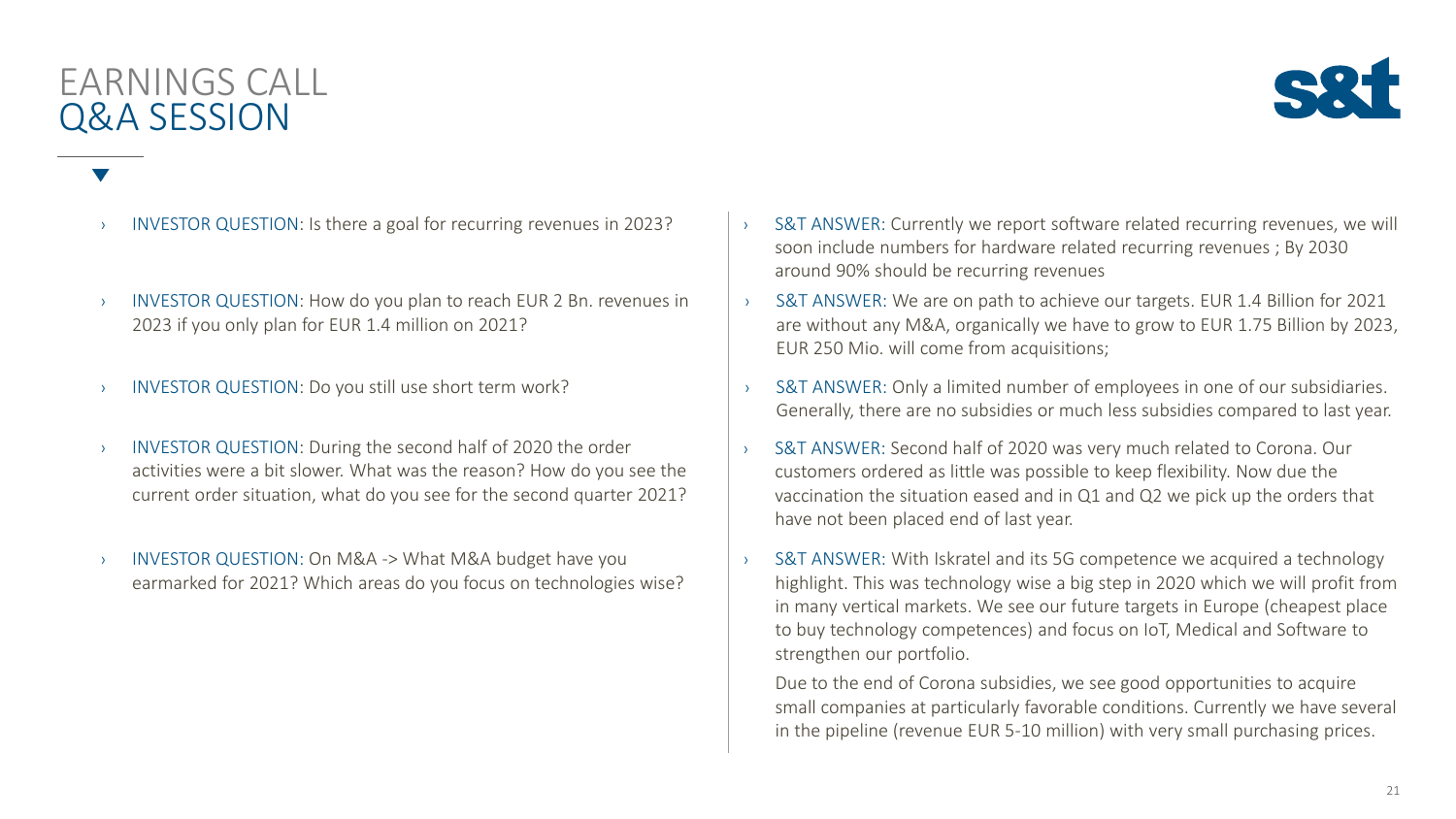# EARNINGS CALL
## Q&A SESSION

- INVESTOR QUESTION: Is there a goal for recurring revenues in 2023?
  - S&T ANSWER: Currently we report software related recurring revenues, we will soon include numbers for hardware related recurring revenues ; By 2030 around 90% should be recurring revenues

- INVESTOR QUESTION: How do you plan to reach EUR 2 Bn. revenues in 2023 if you only plan for EUR 1.4 million on 2021?
  - S&T ANSWER: We are on path to achieve our targets. EUR 1.4 Billion for 2021 are without any M&A, organically we have to grow to EUR 1.75 Billion by 2023, EUR 250 Mio. will come from acquisitions;

- INVESTOR QUESTION: Do you still use short term work?
  - S&T ANSWER: Only a limited number of employees in one of our subsidiaries. Generally, there are no subsidies or much less subsidies compared to last year.

- INVESTOR QUESTION: During the second half of 2020 the order activities were a bit slower. What was the reason? How do you see the current order situation, what do you see for the second quarter 2021?
  - S&T ANSWER: Second half of 2020 was very much related to Corona. Our customers ordered as little was possible to keep flexibility. Now due the vaccination the situation eased and in Q1 and Q2 we pick up the orders that have not been placed end of last year.

- INVESTOR QUESTION: On M&A -> What M&A budget have you earmarked for 2021? Which areas do you focus on technologies wise?
  - S&T ANSWER: With Iskratel and its 5G competence we acquired a technology highlight. This was technology wise a big step in 2020 which we will profit from in many vertical markets. We see our future targets in Europe (cheapest place to buy technology competences) and focus on IoT, Medical and Software to strengthen our portfolio.

    Due to the end of Corona subsidies, we see good opportunities to acquire small companies at particularly favorable conditions. Currently we have several in the pipeline (revenue EUR 5-10 million) with very small purchasing prices.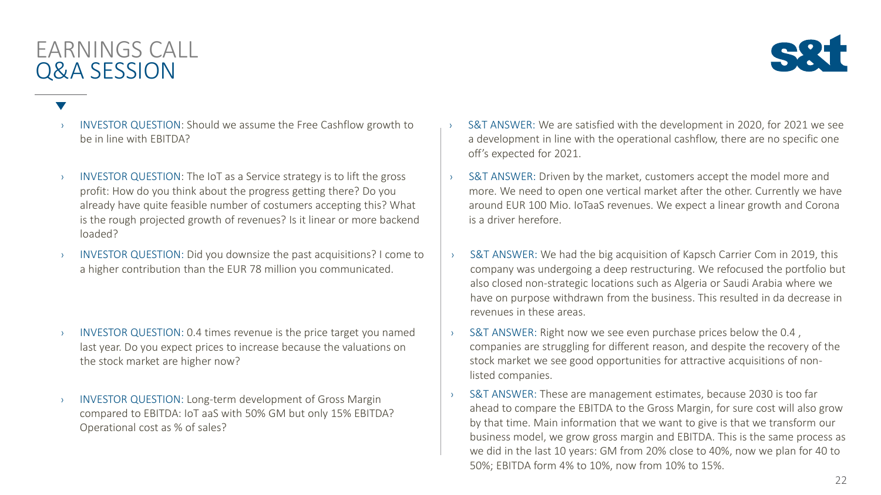# EARNINGS CALL
## Q&A SESSION

- INVESTOR QUESTION: Should we assume the Free Cashflow growth to be in line with EBITDA?
- S&T ANSWER: We are satisfied with the development in 2020, for 2021 we see a development in line with the operational cashflow, there are no specific one off's expected for 2021.

- INVESTOR QUESTION: The IoT as a Service strategy is to lift the gross profit: How do you think about the progress getting there? Do you already have quite feasible number of costumers accepting this? What is the rough projected growth of revenues? Is it linear or more backend loaded?
- S&T ANSWER: Driven by the market, customers accept the model more and more. We need to open one vertical market after the other. Currently we have around EUR 100 Mio. IoTaaS revenues. We expect a linear growth and Corona is a driver herefore.

- INVESTOR QUESTION: Did you downsize the past acquisitions? I come to a higher contribution than the EUR 78 million you communicated.
- S&T ANSWER: We had the big acquisition of Kapsch Carrier Com in 2019, this company was undergoing a deep restructuring. We refocused the portfolio but also closed non-strategic locations such as Algeria or Saudi Arabia where we have on purpose withdrawn from the business. This resulted in da decrease in revenues in these areas.

- INVESTOR QUESTION: 0.4 times revenue is the price target you named last year. Do you expect prices to increase because the valuations on the stock market are higher now?
- S&T ANSWER: Right now we see even purchase prices below the 0.4 , companies are struggling for different reason, and despite the recovery of the stock market we see good opportunities for attractive acquisitions of non-listed companies.

- INVESTOR QUESTION: Long-term development of Gross Margin compared to EBITDA: IoT aaS with 50% GM but only 15% EBITDA? Operational cost as % of sales?
- S&T ANSWER: These are management estimates, because 2030 is too far ahead to compare the EBITDA to the Gross Margin, for sure cost will also grow by that time. Main information that we want to give is that we transform our business model, we grow gross margin and EBITDA. This is the same process as we did in the last 10 years: GM from 20% close to 40%, now we plan for 40 to 50%; EBITDA form 4% to 10%, now from 10% to 15%.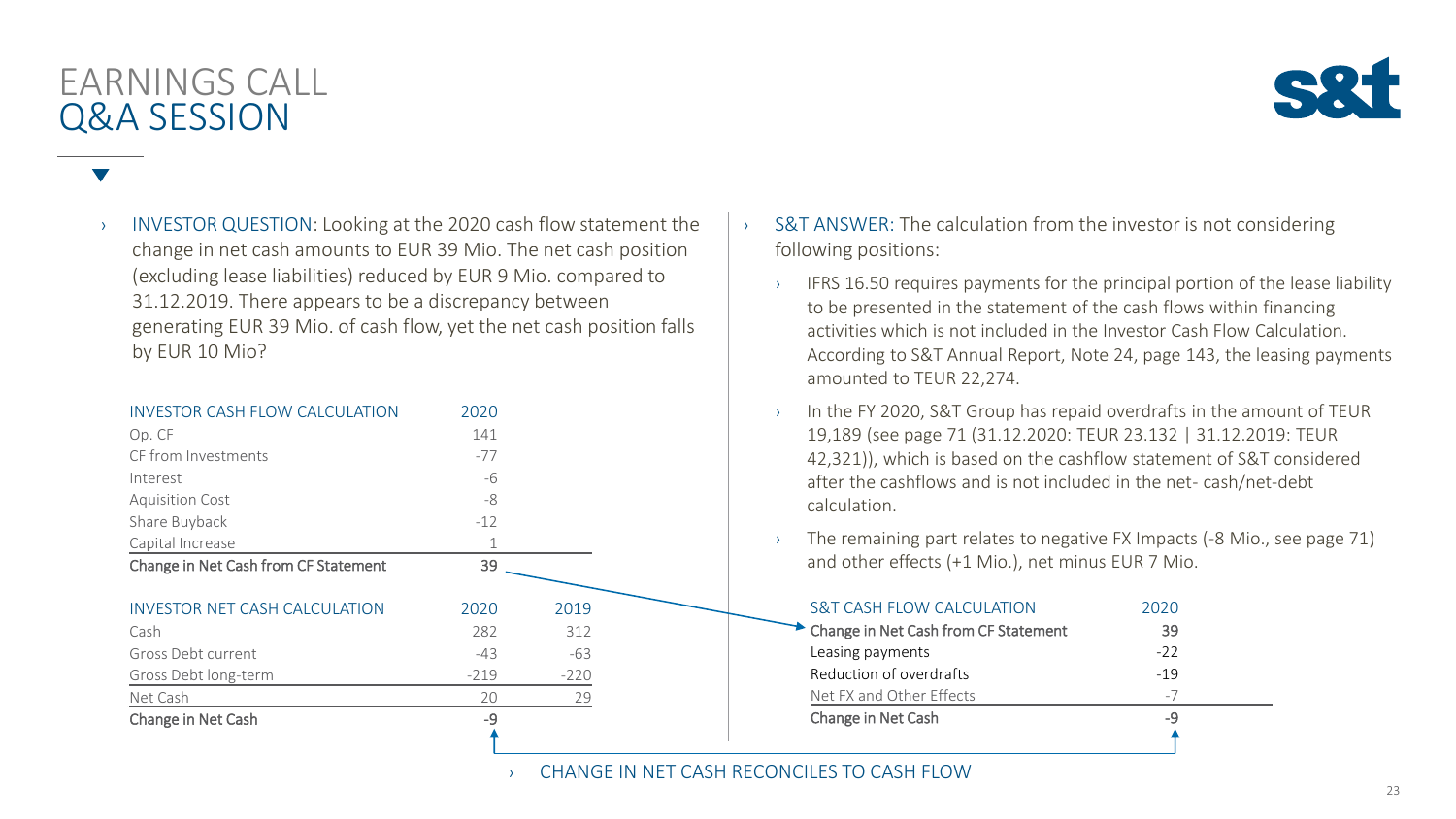# EARNINGS CALL
## Q&A SESSION

- INVESTOR QUESTION: Looking at the 2020 cash flow statement the change in net cash amounts to EUR 39 Mio. The net cash position (excluding lease liabilities) reduced by EUR 9 Mio. compared to 31.12.2019. There appears to be a discrepancy between generating EUR 39 Mio. of cash flow, yet the net cash position falls by EUR 10 Mio?

| INVESTOR CASH FLOW CALCULATION | 2020 |
|---|---|
| Op. CF | 141 |
| CF from Investments | -77 |
| Interest | -6 |
| Aquisition Cost | -8 |
| Share Buyback | -12 |
| Capital Increase | 1 |
| **Change in Net Cash from CF Statement** | **39** |

| INVESTOR NET CASH CALCULATION | 2020 | 2019 |
|---|---|---|
| Cash | 282 | 312 |
| Gross Debt current | -43 | -63 |
| Gross Debt long-term | -219 | -220 |
| Net Cash | 20 | 29 |
| **Change in Net Cash** | **-9** | |

- S&T ANSWER: The calculation from the investor is not considering following positions:
  - IFRS 16.50 requires payments for the principal portion of the lease liability to be presented in the statement of the cash flows within financing activities which is not included in the Investor Cash Flow Calculation. According to S&T Annual Report, Note 24, page 143, the leasing payments amounted to TEUR 22,274.
  - In the FY 2020, S&T Group has repaid overdrafts in the amount of TEUR 19,189 (see page 71 (31.12.2020: TEUR 23.132 | 31.12.2019: TEUR 42,321)), which is based on the cashflow statement of S&T considered after the cashflows and is not included in the net- cash/net-debt calculation.
  - The remaining part relates to negative FX Impacts (-8 Mio., see page 71) and other effects (+1 Mio.), net minus EUR 7 Mio.

| S&T CASH FLOW CALCULATION | 2020 |
|---|---|
| **Change in Net Cash from CF Statement** | **39** |
| Leasing payments | -22 |
| Reduction of overdrafts | -19 |
| Net FX and Other Effects | -7 |
| **Change in Net Cash** | **-9** |

- CHANGE IN NET CASH RECONCILES TO CASH FLOW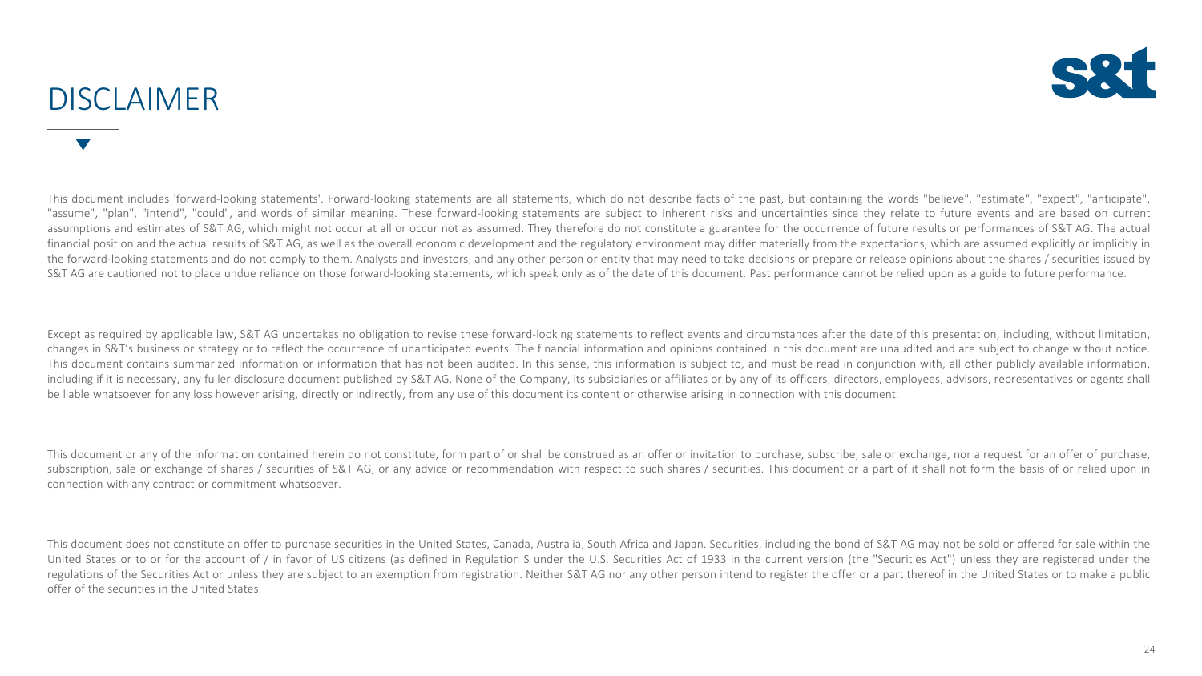# DISCLAIMER

This document includes 'forward-looking statements'. Forward-looking statements are all statements, which do not describe facts of the past, but containing the words "believe", "estimate", "expect", "anticipate", "assume", "plan", "intend", "could", and words of similar meaning. These forward-looking statements are subject to inherent risks and uncertainties since they relate to future events and are based on current assumptions and estimates of S&T AG, which might not occur at all or occur not as assumed. They therefore do not constitute a guarantee for the occurrence of future results or performances of S&T AG. The actual financial position and the actual results of S&T AG, as well as the overall economic development and the regulatory environment may differ materially from the expectations, which are assumed explicitly or implicitly in the forward-looking statements and do not comply to them. Analysts and investors, and any other person or entity that may need to take decisions or prepare or release opinions about the shares / securities issued by S&T AG are cautioned not to place undue reliance on those forward-looking statements, which speak only as of the date of this document. Past performance cannot be relied upon as a guide to future performance.

Except as required by applicable law, S&T AG undertakes no obligation to revise these forward-looking statements to reflect events and circumstances after the date of this presentation, including, without limitation, changes in S&T's business or strategy or to reflect the occurrence of unanticipated events. The financial information and opinions contained in this document are unaudited and are subject to change without notice. This document contains summarized information or information that has not been audited. In this sense, this information is subject to, and must be read in conjunction with, all other publicly available information, including if it is necessary, any fuller disclosure document published by S&T AG. None of the Company, its subsidiaries or affiliates or by any of its officers, directors, employees, advisors, representatives or agents shall be liable whatsoever for any loss however arising, directly or indirectly, from any use of this document its content or otherwise arising in connection with this document.

This document or any of the information contained herein do not constitute, form part of or shall be construed as an offer or invitation to purchase, subscribe, sale or exchange, nor a request for an offer of purchase, subscription, sale or exchange of shares / securities of S&T AG, or any advice or recommendation with respect to such shares / securities. This document or a part of it shall not form the basis of or relied upon in connection with any contract or commitment whatsoever.

This document does not constitute an offer to purchase securities in the United States, Canada, Australia, South Africa and Japan. Securities, including the bond of S&T AG may not be sold or offered for sale within the United States or to or for the account of / in favor of US citizens (as defined in Regulation S under the U.S. Securities Act of 1933 in the current version (the "Securities Act") unless they are registered under the regulations of the Securities Act or unless they are subject to an exemption from registration. Neither S&T AG nor any other person intend to register the offer or a part thereof in the United States or to make a public offer of the securities in the United States.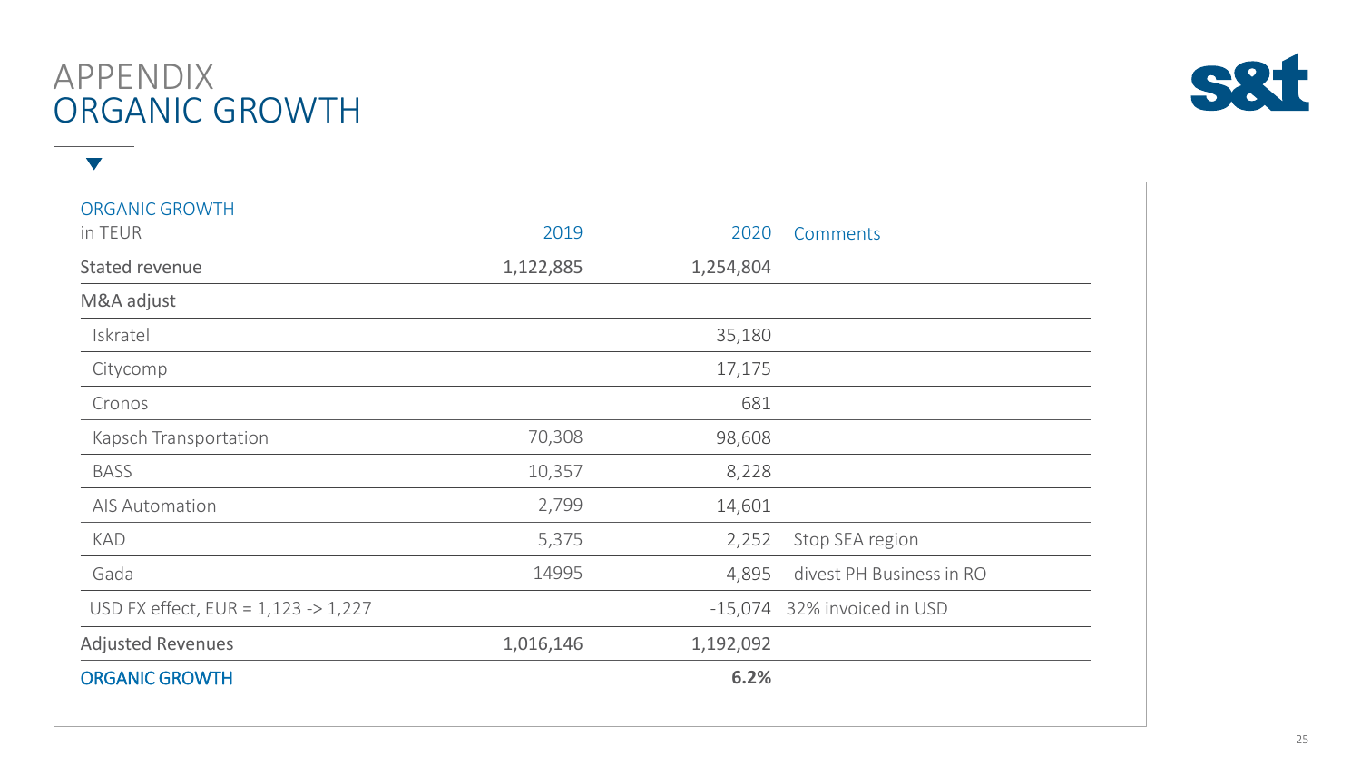# APPENDIX
## ORGANIC GROWTH

| ORGANIC GROWTH<br>in TEUR | 2019 | 2020 | Comments |
|---|---|---|---|
| Stated revenue | 1,122,885 | 1,254,804 | |
| M&A adjust | | | |
| Iskratel | | 35,180 | |
| Citycomp | | 17,175 | |
| Cronos | | 681 | |
| Kapsch Transportation | 70,308 | 98,608 | |
| BASS | 10,357 | 8,228 | |
| AIS Automation | 2,799 | 14,601 | |
| KAD | 5,375 | 2,252 | Stop SEA region |
| Gada | 14995 | 4,895 | divest PH Business in RO |
| USD FX effect, EUR = 1,123 -> 1,227 | | -15,074 | 32% invoiced in USD |
| Adjusted Revenues | 1,016,146 | 1,192,092 | |
| ORGANIC GROWTH | | **6.2%** | |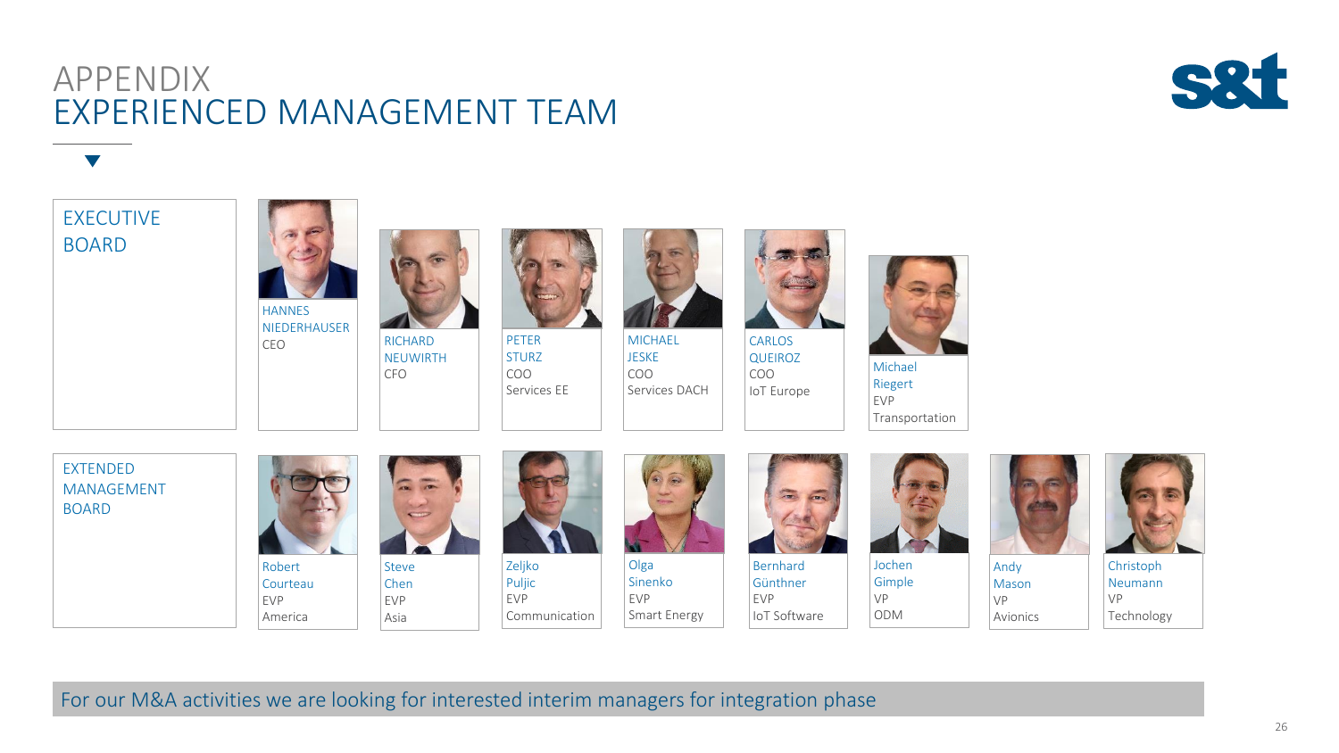# APPENDIX
# EXPERIENCED MANAGEMENT TEAM

## EXECUTIVE BOARD

- HANNES NIEDERHAUSER – CEO
- RICHARD NEUWIRTH – CFO
- PETER STURZ – COO Services EE
- MICHAEL JESKE – COO Services DACH
- CARLOS QUEIROZ – COO IoT Europe
- Michael Riegert – EVP Transportation

## EXTENDED MANAGEMENT BOARD

- Robert Courteau – EVP America
- Steve Chen – EVP Asia
- Zeljko Puljic – EVP Communication
- Olga Sinenko – EVP Smart Energy
- Bernhard Günthner – EVP IoT Software
- Jochen Gimple – VP ODM
- Andy Mason – VP Avionics
- Christoph Neumann – VP Technology

For our M&A activities we are looking for interested interim managers for integration phase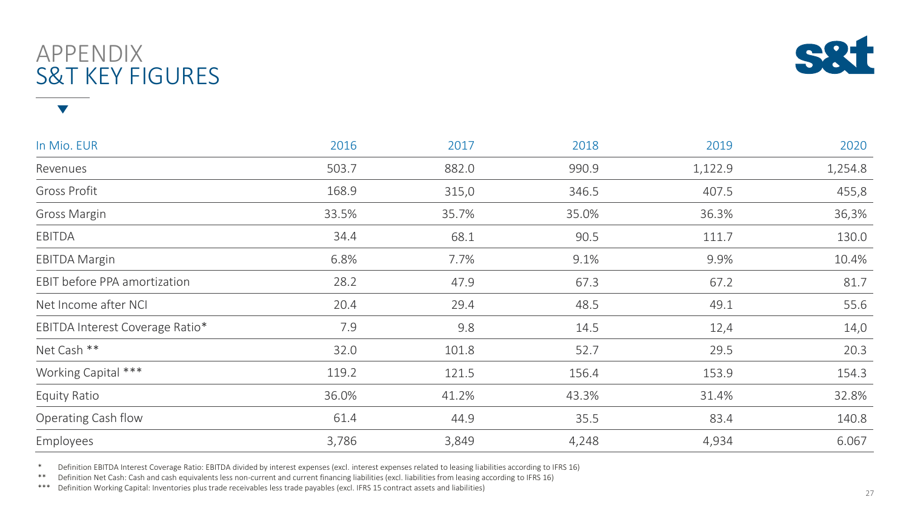# APPENDIX
# S&T KEY FIGURES

| In Mio. EUR | 2016 | 2017 | 2018 | 2019 | 2020 |
|---|---|---|---|---|---|
| Revenues | 503.7 | 882.0 | 990.9 | 1,122.9 | 1,254.8 |
| Gross Profit | 168.9 | 315,0 | 346.5 | 407.5 | 455,8 |
| Gross Margin | 33.5% | 35.7% | 35.0% | 36.3% | 36,3% |
| EBITDA | 34.4 | 68.1 | 90.5 | 111.7 | 130.0 |
| EBITDA Margin | 6.8% | 7.7% | 9.1% | 9.9% | 10.4% |
| EBIT before PPA amortization | 28.2 | 47.9 | 67.3 | 67.2 | 81.7 |
| Net Income after NCI | 20.4 | 29.4 | 48.5 | 49.1 | 55.6 |
| EBITDA Interest Coverage Ratio* | 7.9 | 9.8 | 14.5 | 12,4 | 14,0 |
| Net Cash ** | 32.0 | 101.8 | 52.7 | 29.5 | 20.3 |
| Working Capital *** | 119.2 | 121.5 | 156.4 | 153.9 | 154.3 |
| Equity Ratio | 36.0% | 41.2% | 43.3% | 31.4% | 32.8% |
| Operating Cash flow | 61.4 | 44.9 | 35.5 | 83.4 | 140.8 |
| Employees | 3,786 | 3,849 | 4,248 | 4,934 | 6.067 |

\* Definition EBITDA Interest Coverage Ratio: EBITDA divided by interest expenses (excl. interest expenses related to leasing liabilities according to IFRS 16)

** Definition Net Cash: Cash and cash equivalents less non-current and current financing liabilities (excl. liabilities from leasing according to IFRS 16)

*** Definition Working Capital: Inventories plus trade receivables less trade payables (excl. IFRS 15 contract assets and liabilities)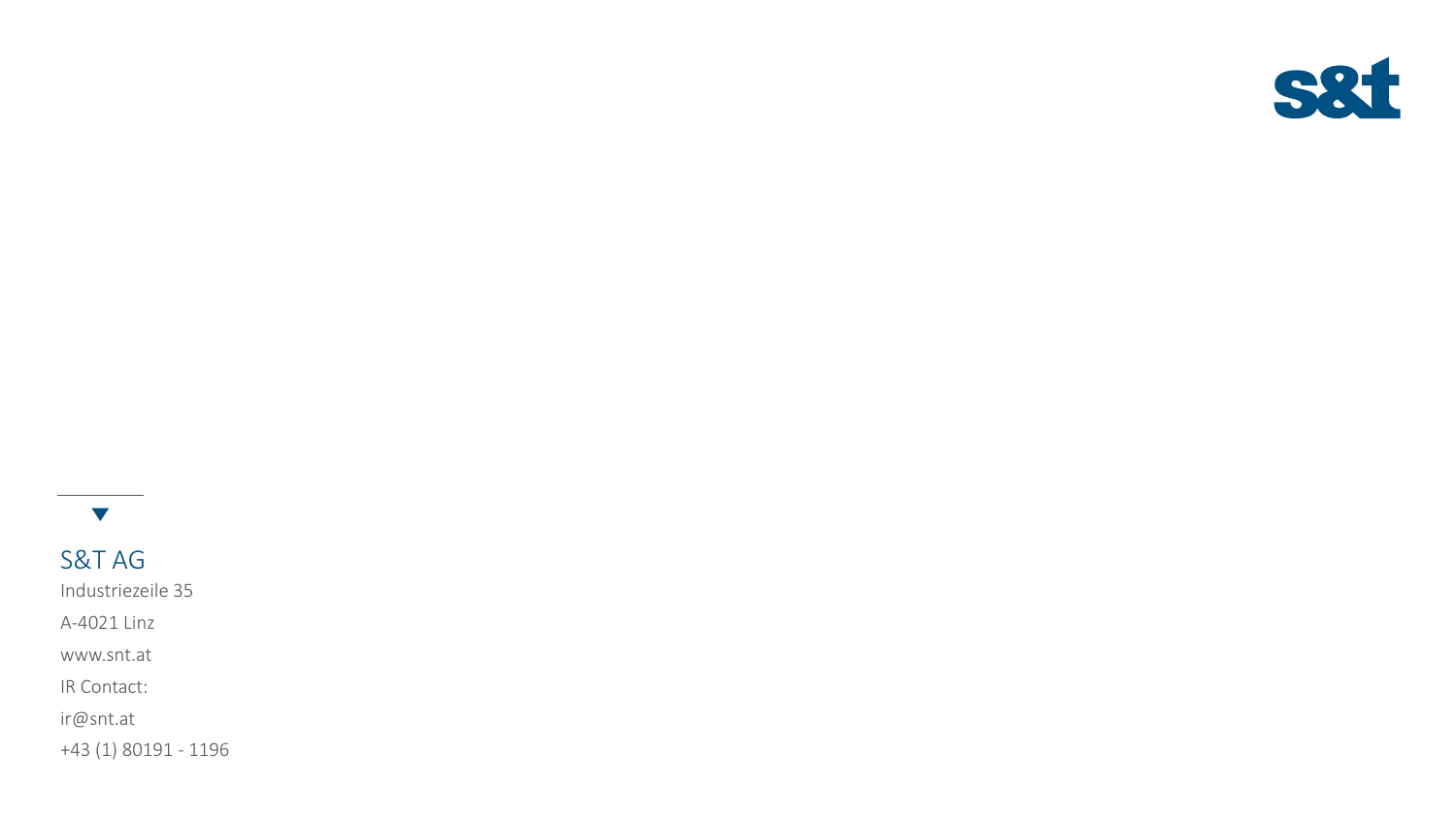S&T AG

Industriezeile 35

A-4021 Linz

www.snt.at

IR Contact:

ir@snt.at

+43 (1) 80191 - 1196